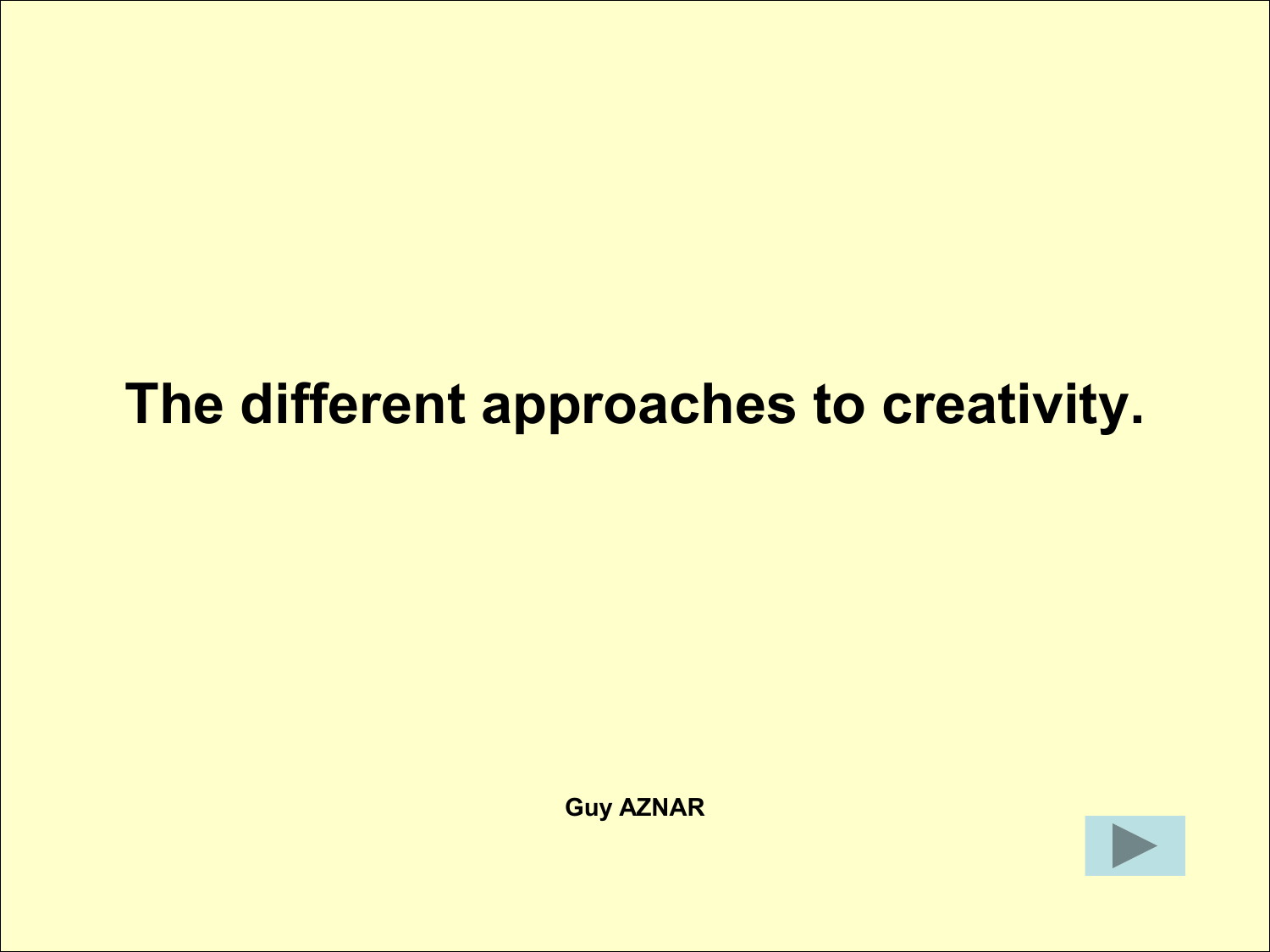# The different approaches to creativity.

**Guy AZNAR**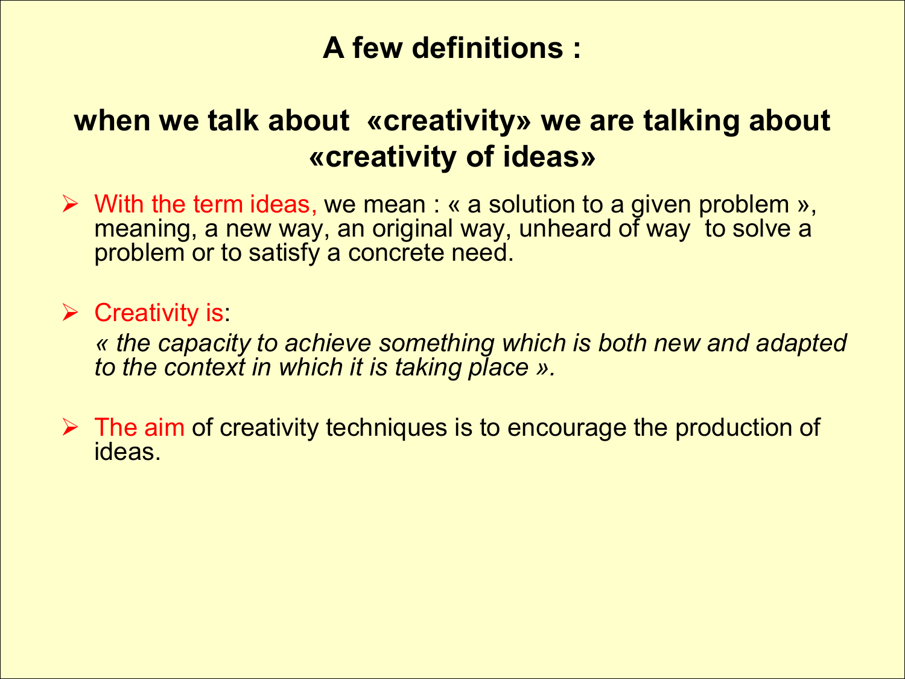## A few definitions :

## when we talk about «creativity» we are talking about «creativity of ideas»

- With the term ideas, we mean : « a solution to a given problem », meaning, a new way, an original way, unheard of way to solve a problem or to satisfy a concrete need.

- Creativity is:

  *« the capacity to achieve something which is both new and adapted to the context in which it is taking place ».*

- The aim of creativity techniques is to encourage the production of ideas.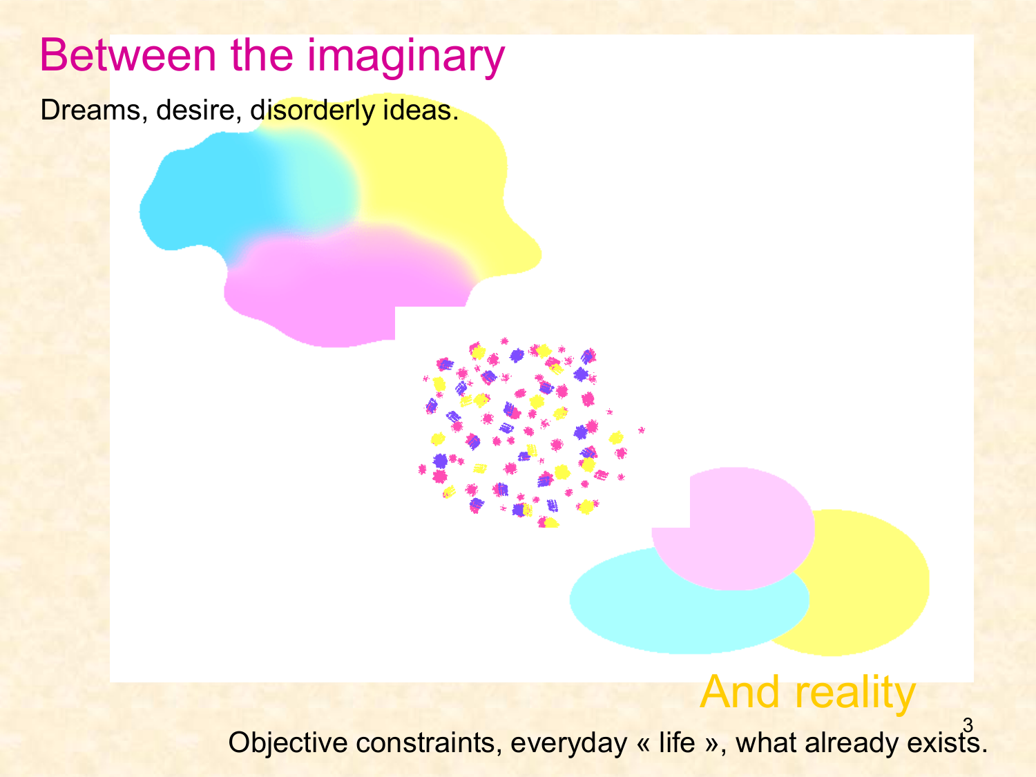# Between the imaginary

Dreams, desire, disorderly ideas.

## And reality

Objective constraints, everyday « life », what already exists.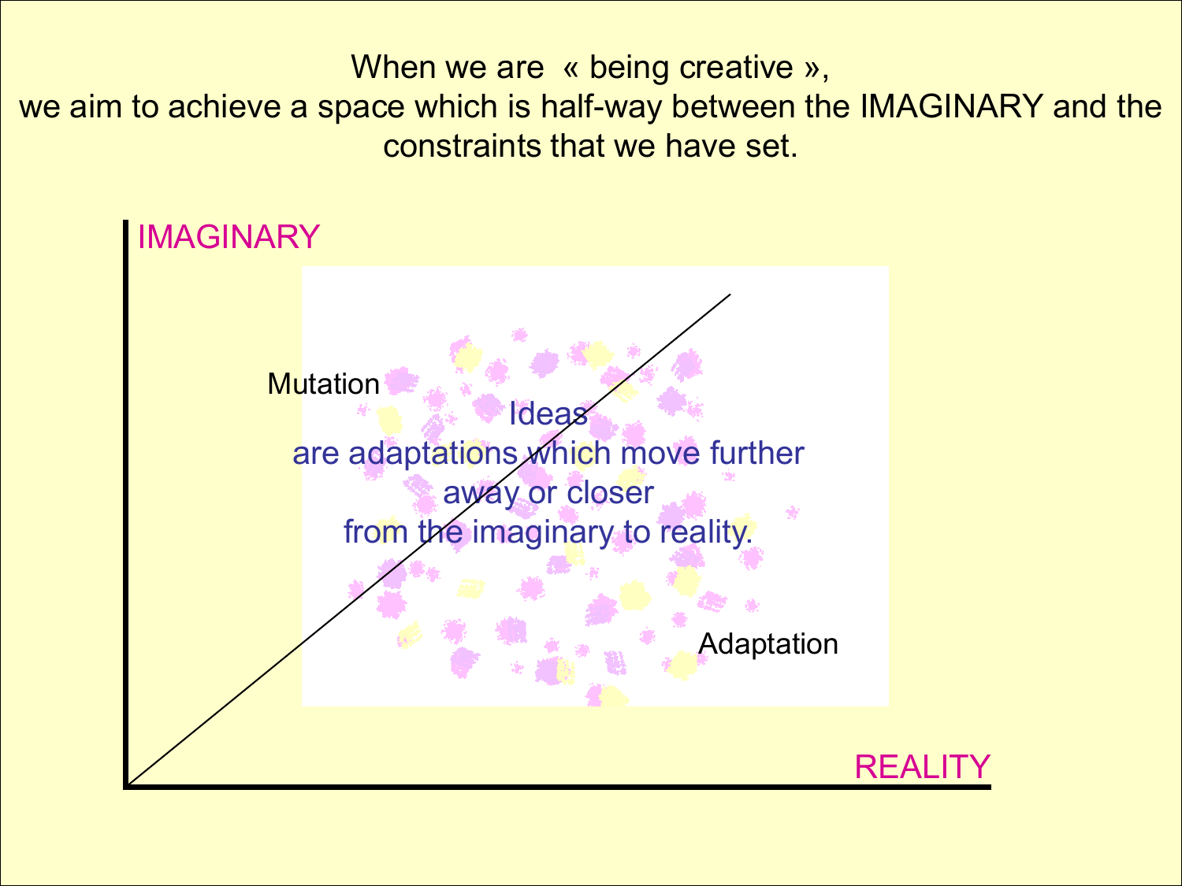When we are « being creative »,
we aim to achieve a space which is half-way between the IMAGINARY and the constraints that we have set.

IMAGINARY

Mutation

Ideas
are adaptations which move further away or closer from the imaginary to reality.

Adaptation

REALITY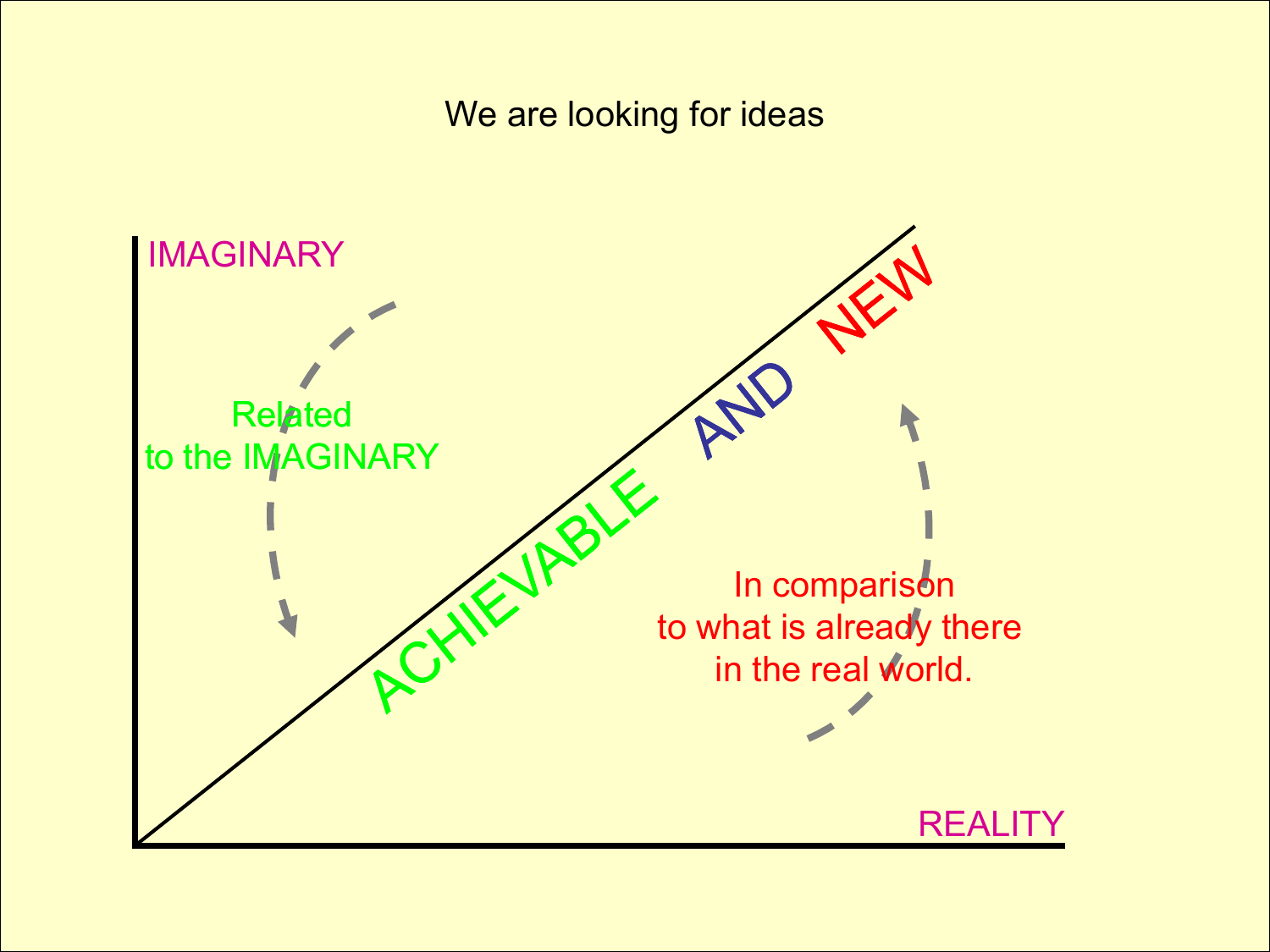We are looking for ideas

IMAGINARY

Related
to the IMAGINARY

ACHIEVABLE AND NEW

In comparison
to what is already there
in the real world.

REALITY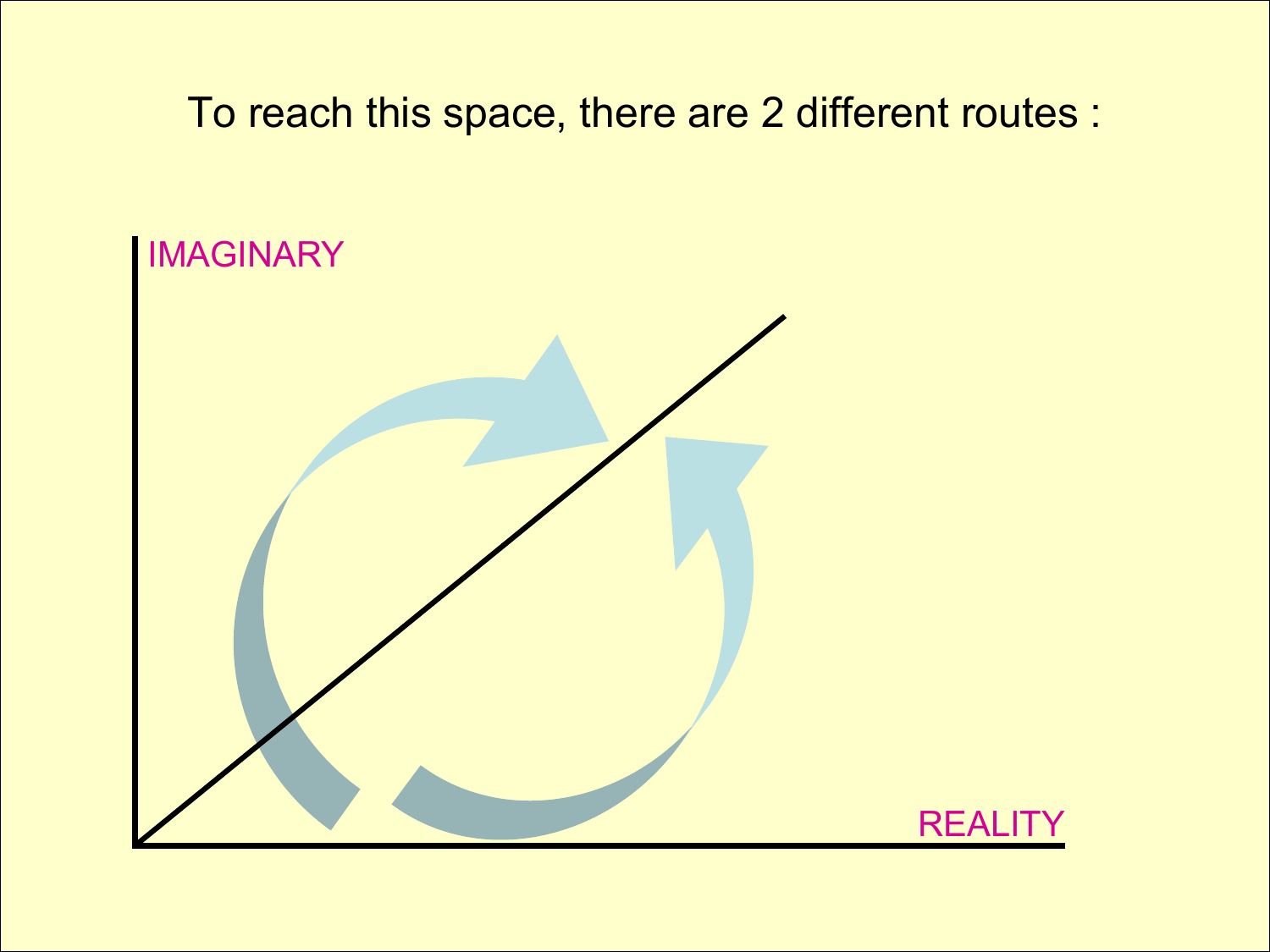To reach this space, there are 2 different routes :

IMAGINARY

REALITY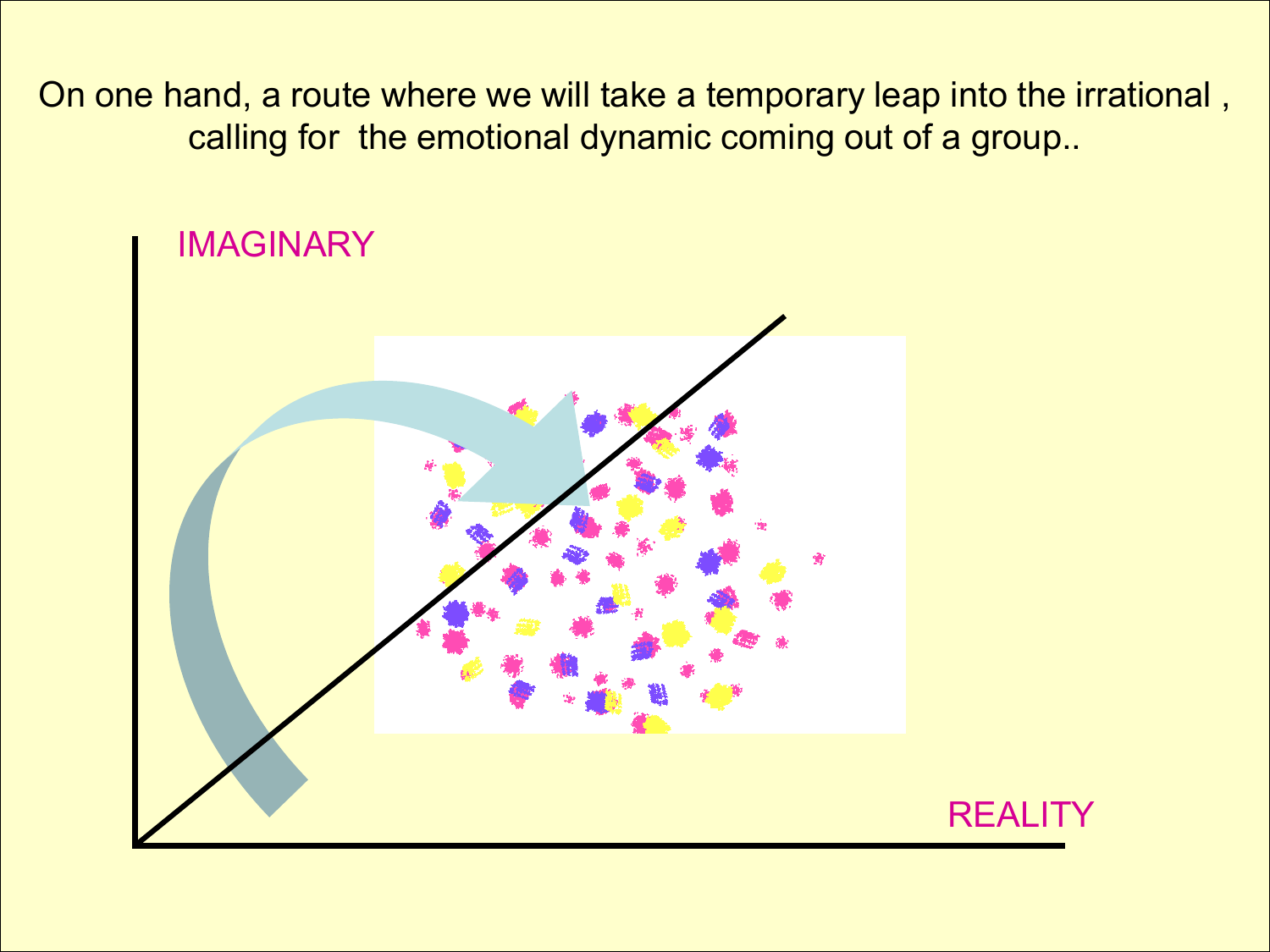On one hand, a route where we will take a temporary leap into the irrational , calling for the emotional dynamic coming out of a group..

IMAGINARY

REALITY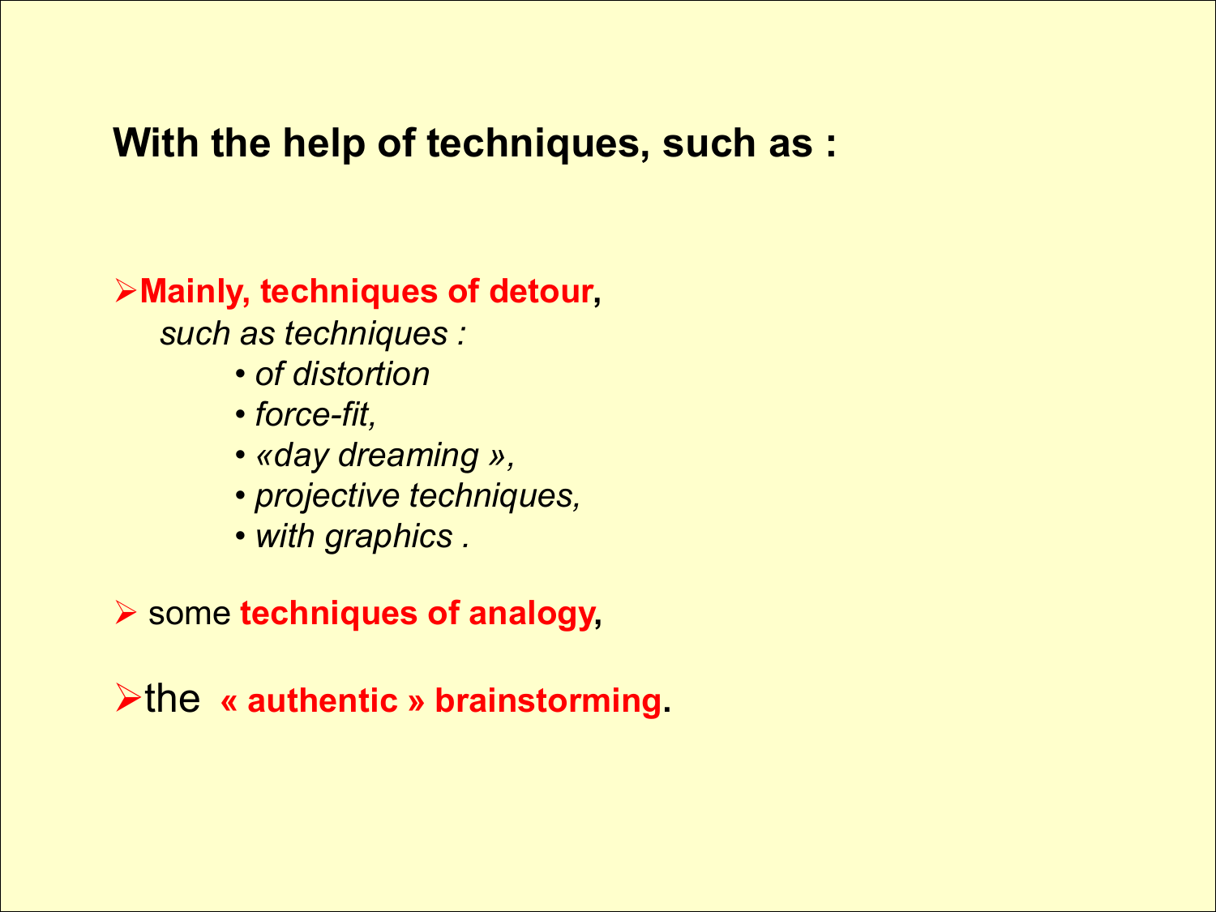**With the help of techniques, such as :**

- **Mainly, techniques of detour,**

  *such as techniques :*

  - *of distortion*
  - *force-fit,*
  - *«day dreaming »,*
  - *projective techniques,*
  - *with graphics .*

- some **techniques of analogy,**

- the **« authentic » brainstorming.**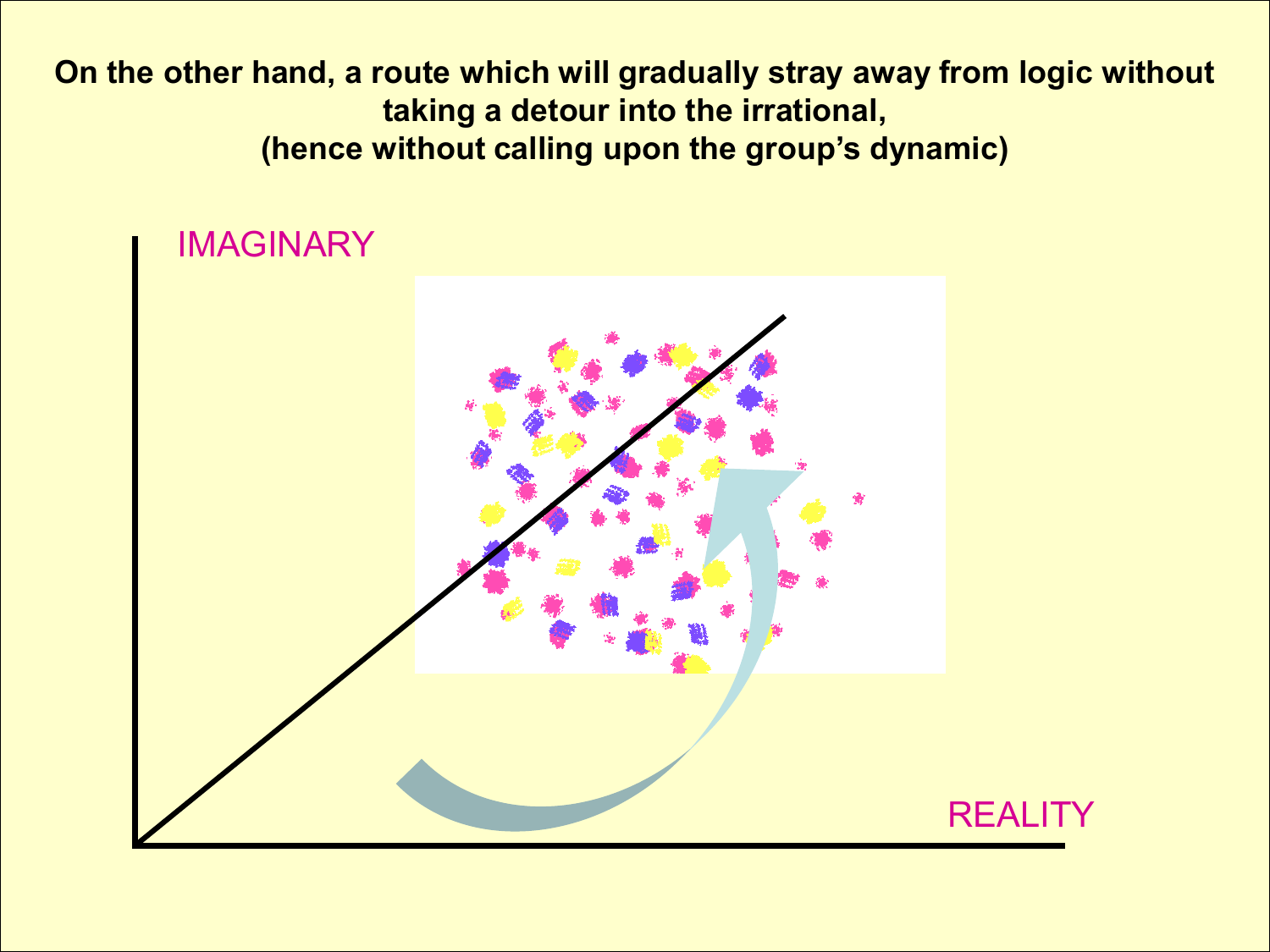**On the other hand, a route which will gradually stray away from logic without taking a detour into the irrational,**
**(hence without calling upon the group's dynamic)**

IMAGINARY

REALITY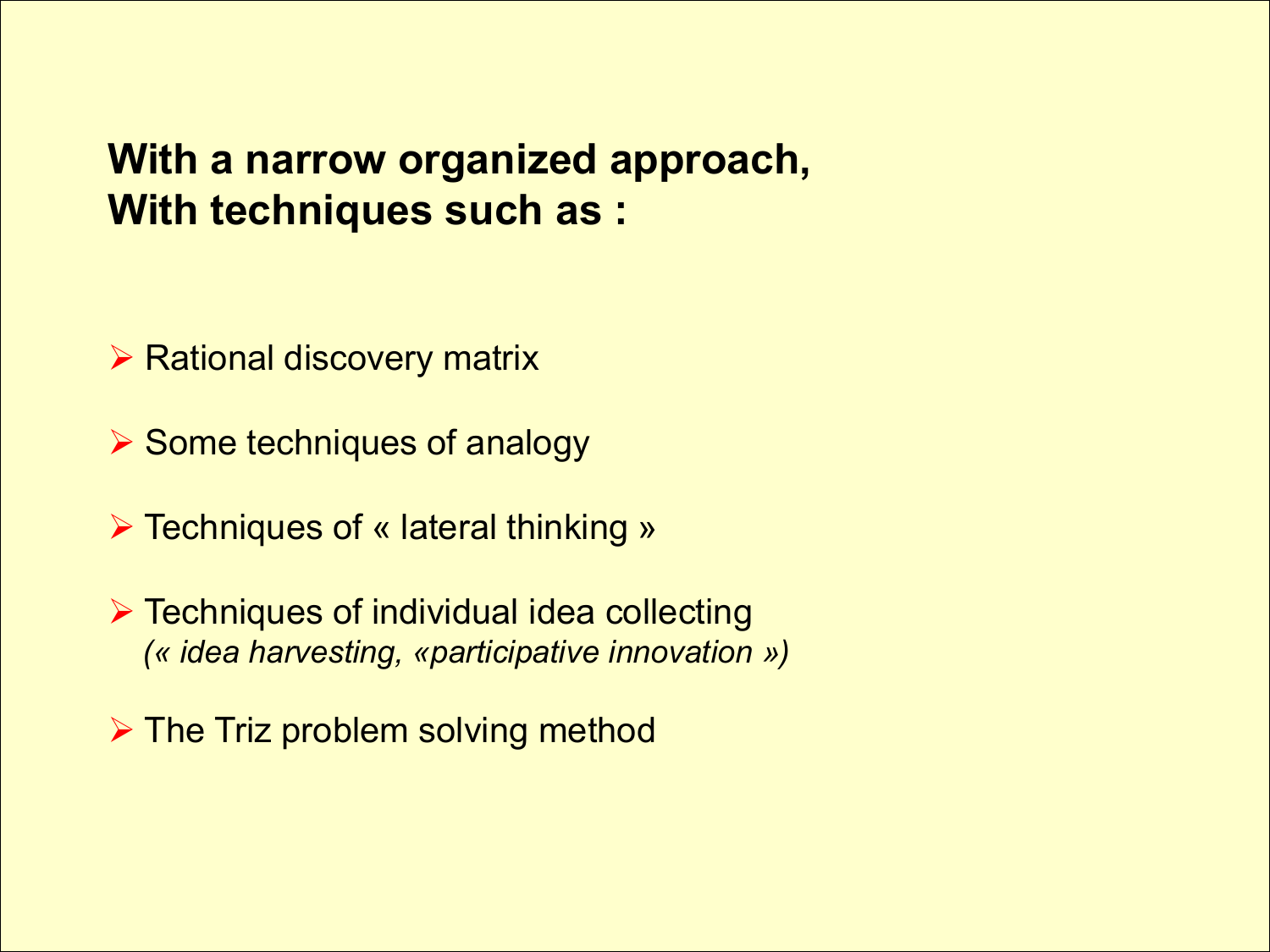**With a narrow organized approach,**
**With techniques such as :**

- Rational discovery matrix
- Some techniques of analogy
- Techniques of « lateral thinking »
- Techniques of individual idea collecting
  *(« idea harvesting, «participative innovation »)*
- The Triz problem solving method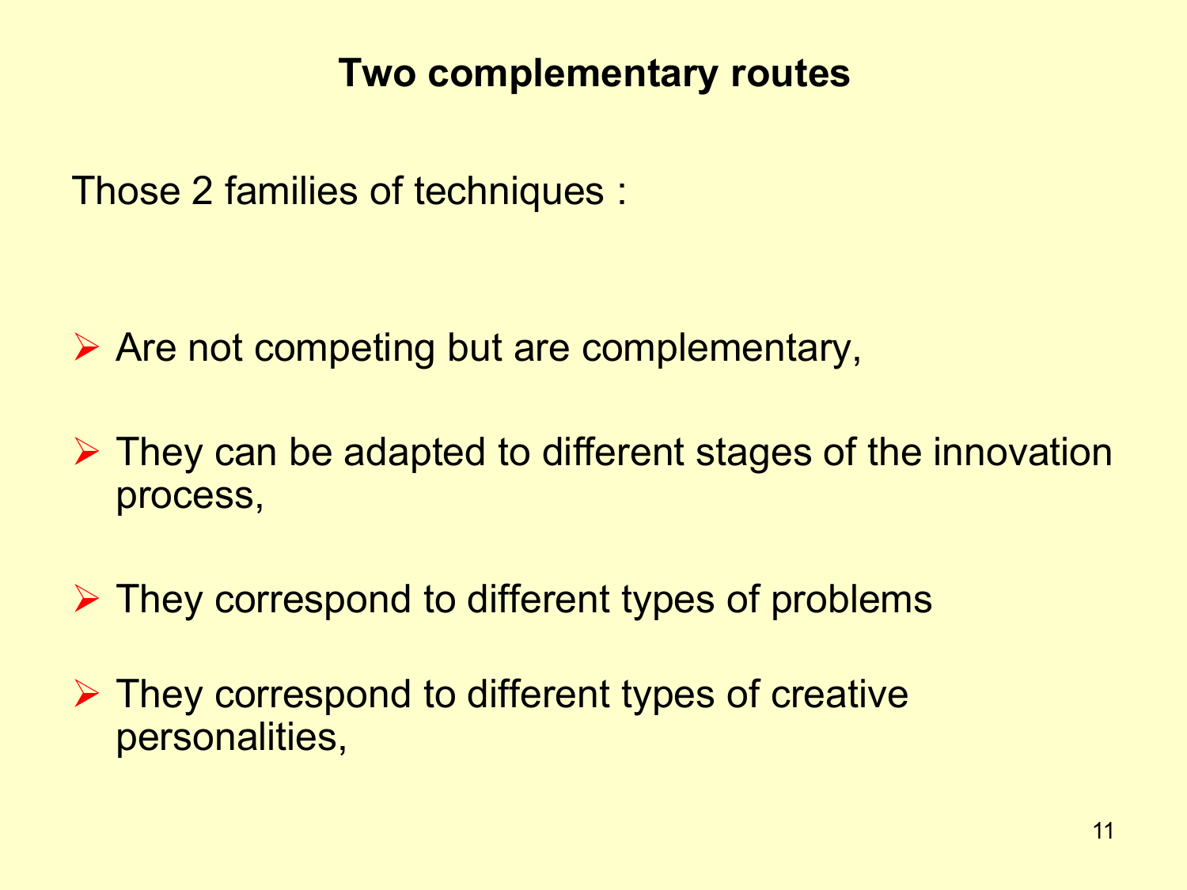# Two complementary routes

Those 2 families of techniques :

- Are not competing but are complementary,
- They can be adapted to different stages of the innovation process,
- They correspond to different types of problems
- They correspond to different types of creative personalities,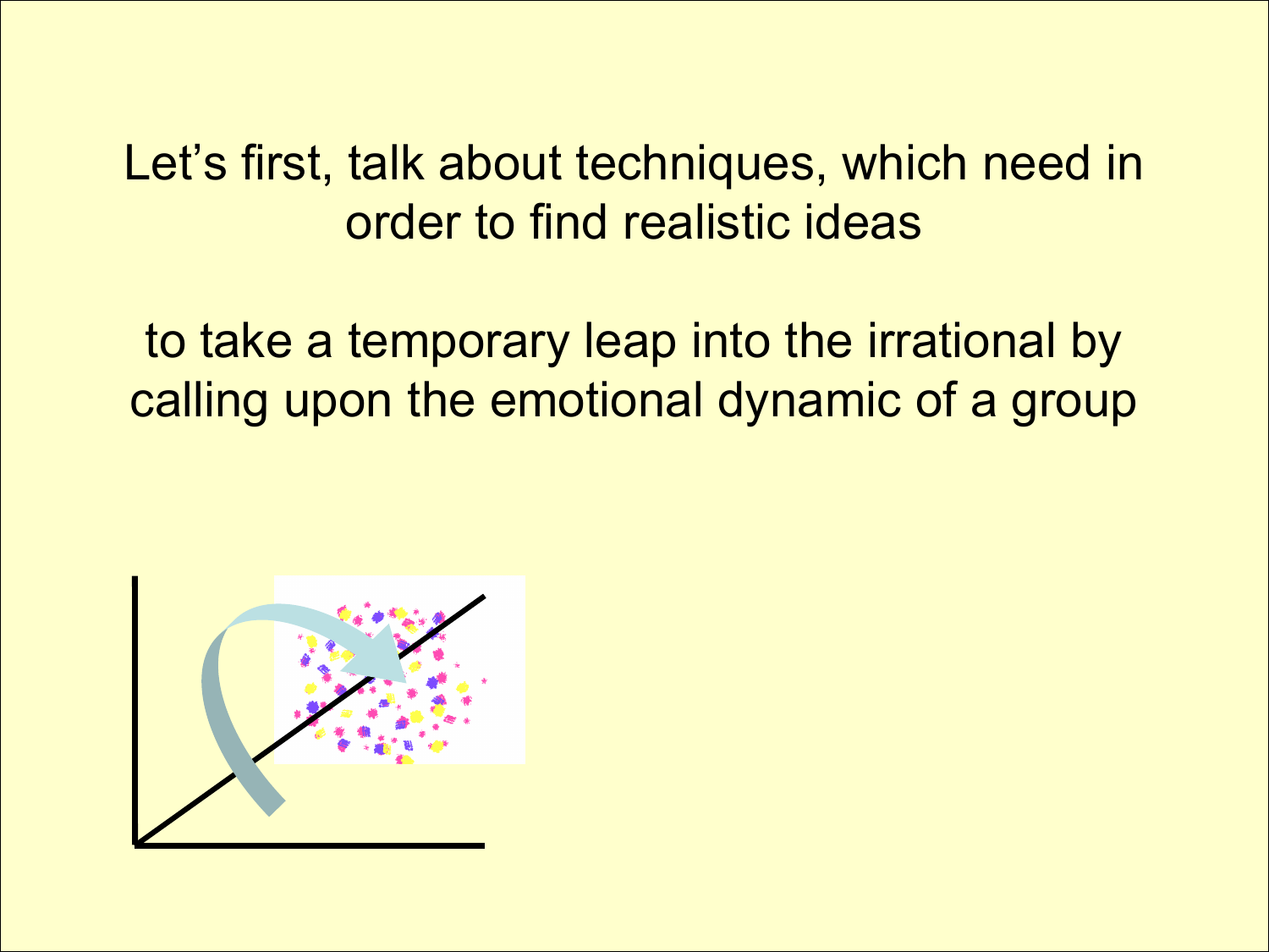Let's first, talk about techniques, which need in order to find realistic ideas

to take a temporary leap into the irrational by calling upon the emotional dynamic of a group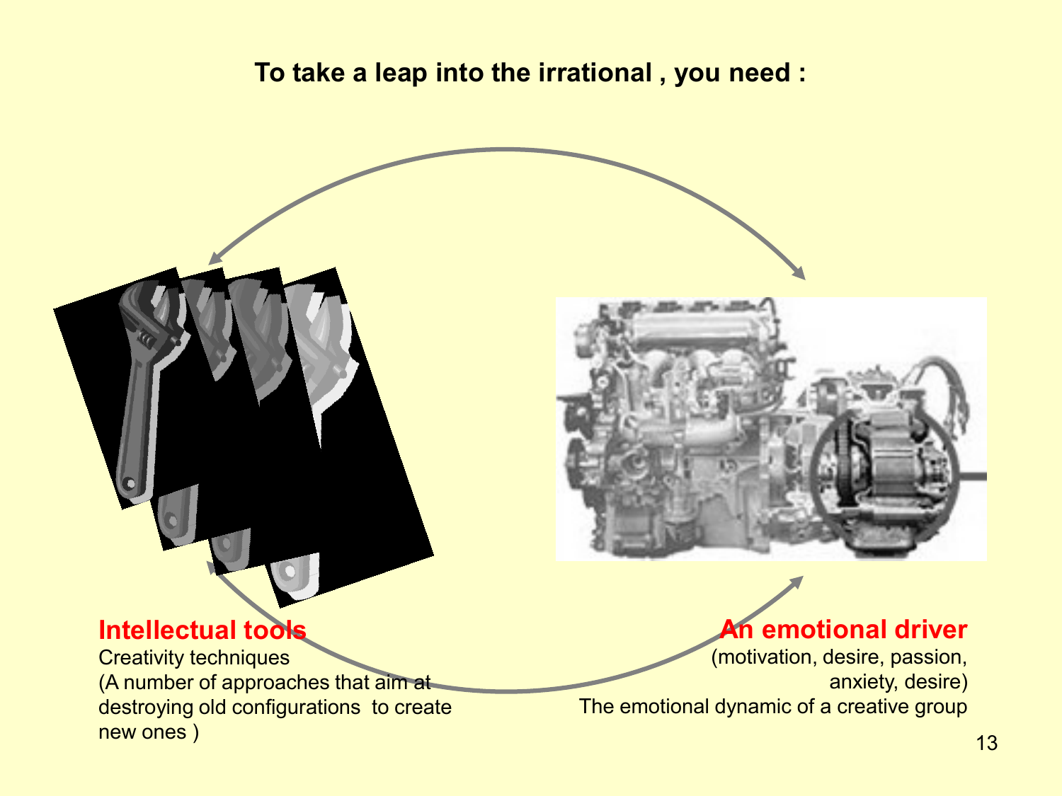**To take a leap into the irrational , you need :**

**Intellectual tools**

Creativity techniques
(A number of approaches that aim at destroying old configurations to create new ones )

**An emotional driver**

(motivation, desire, passion, anxiety, desire)
The emotional dynamic of a creative group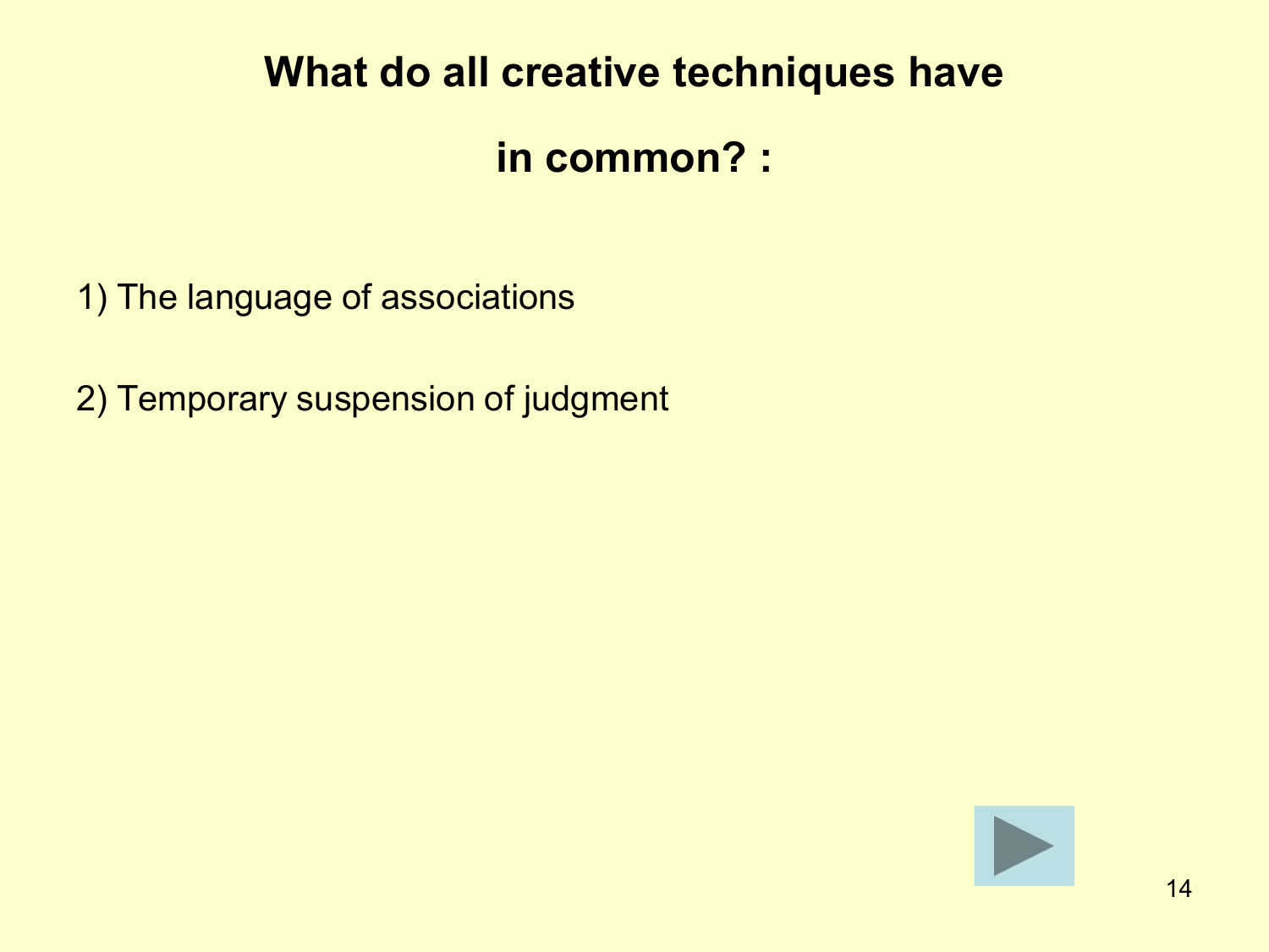# What do all creative techniques have in common? :

1) The language of associations

2) Temporary suspension of judgment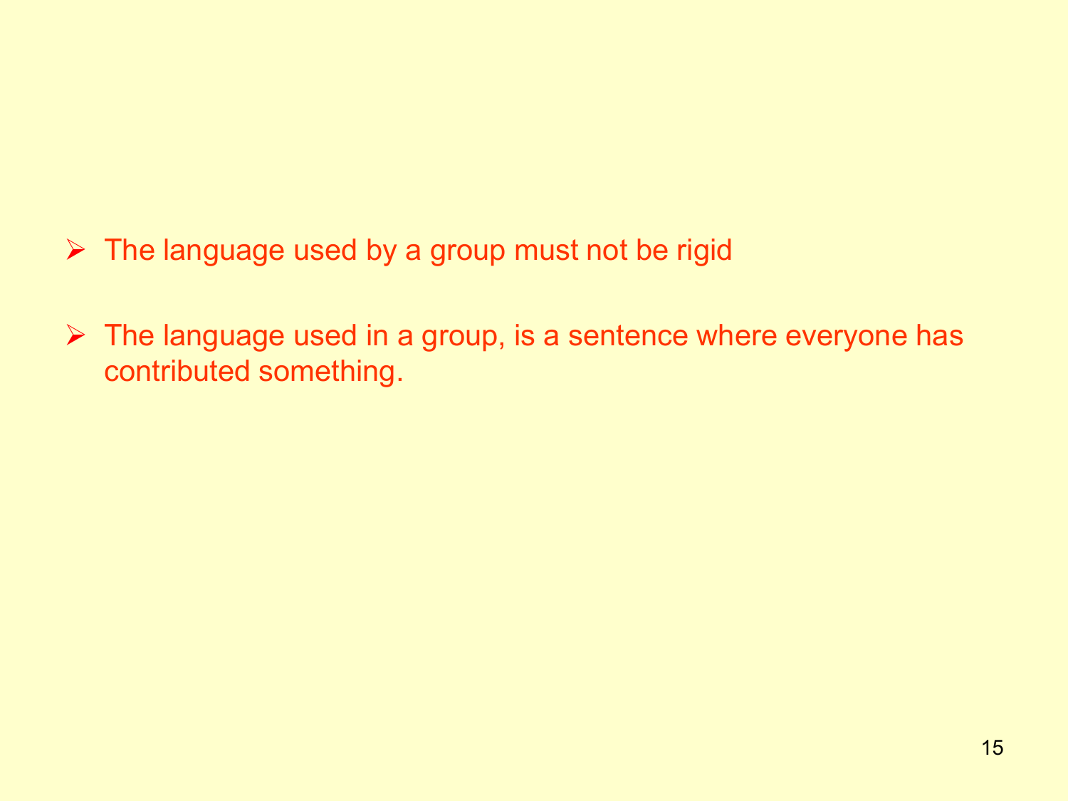- The language used by a group must not be rigid
- The language used in a group, is a sentence where everyone has contributed something.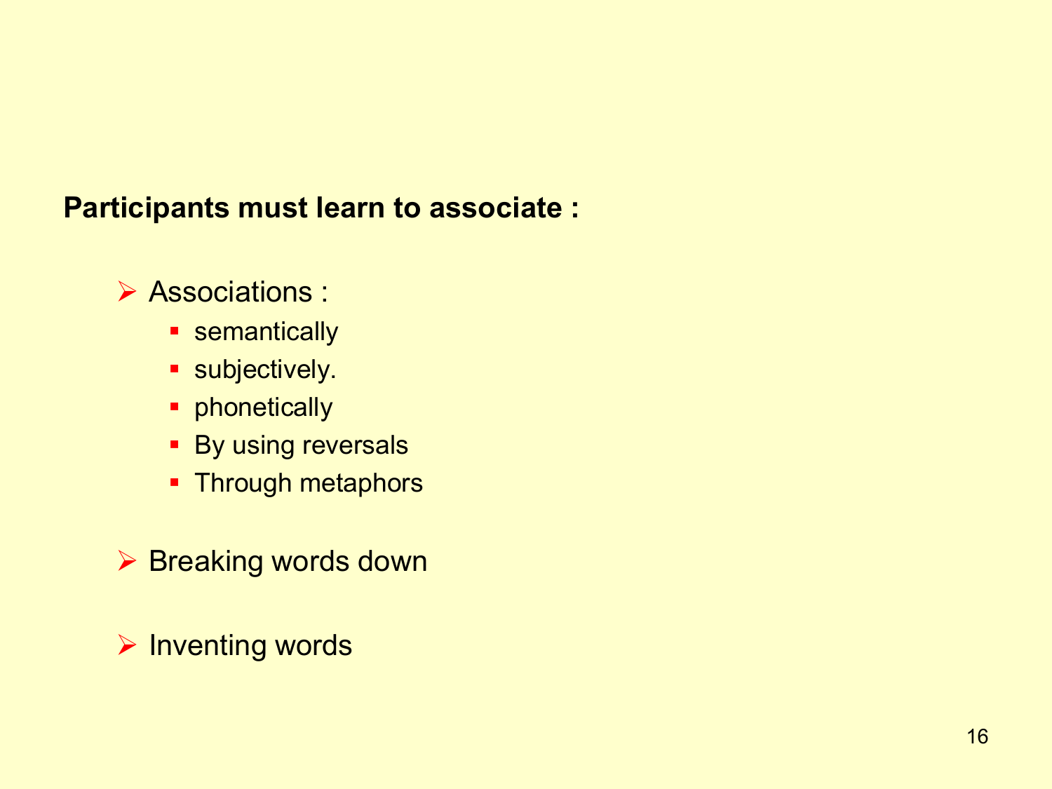**Participants must learn to associate :**

- Associations :
  - semantically
  - subjectively.
  - phonetically
  - By using reversals
  - Through metaphors

- Breaking words down

- Inventing words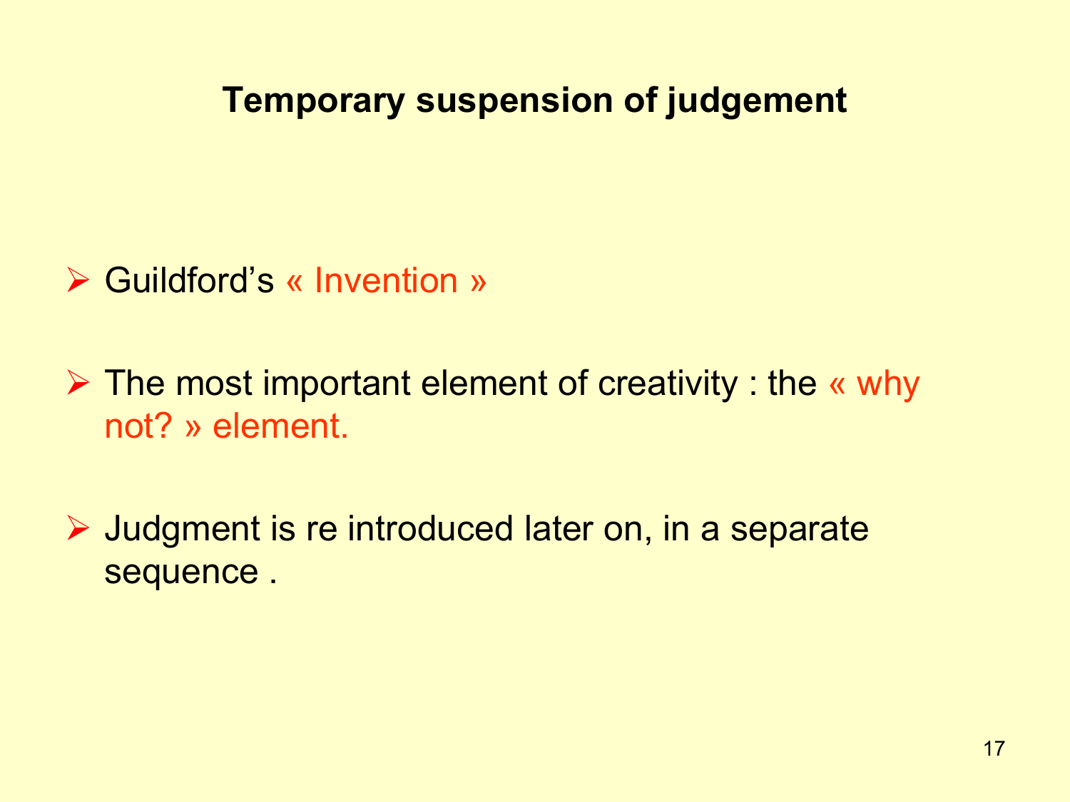# Temporary suspension of judgement

- Guildford's « Invention »
- The most important element of creativity : the « why not? » element.
- Judgment is re introduced later on, in a separate sequence .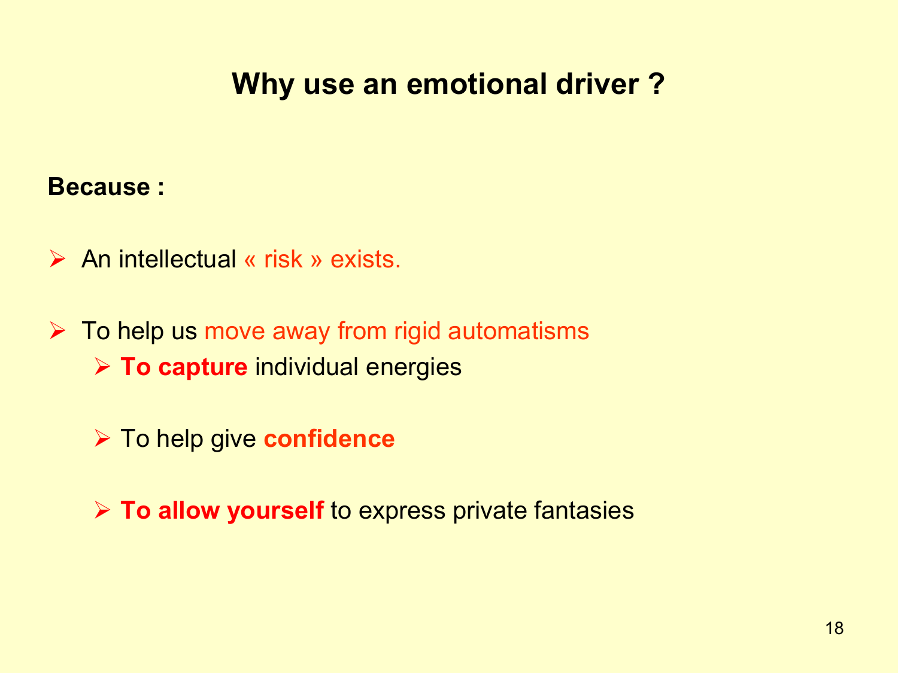# Why use an emotional driver ?

**Because :**

- An intellectual « risk » exists.
- To help us move away from rigid automatisms
  - **To capture** individual energies
  - To help give **confidence**
  - **To allow yourself** to express private fantasies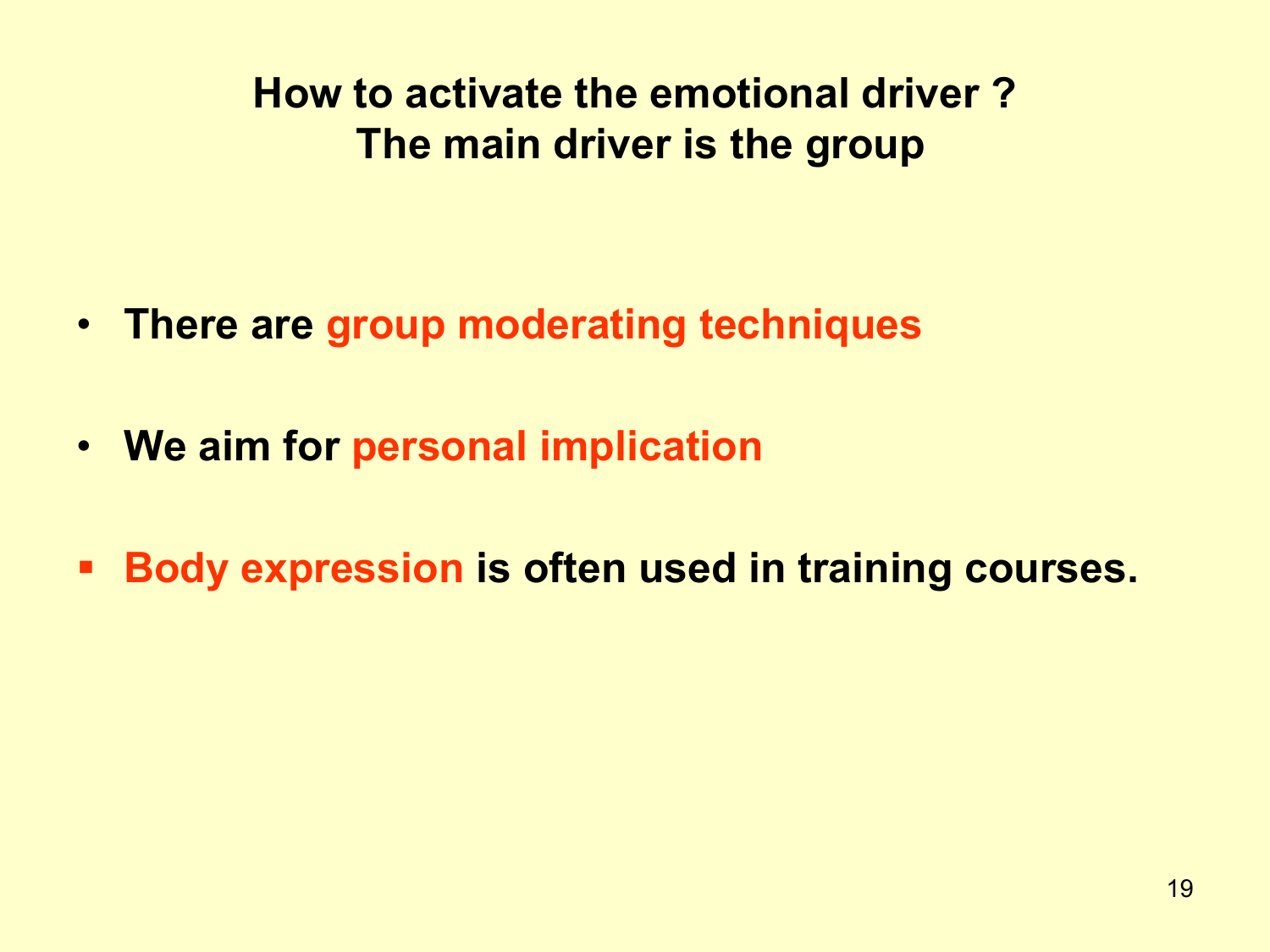## How to activate the emotional driver ?
## The main driver is the group

- **There are group moderating techniques**
- **We aim for personal implication**
- **Body expression is often used in training courses.**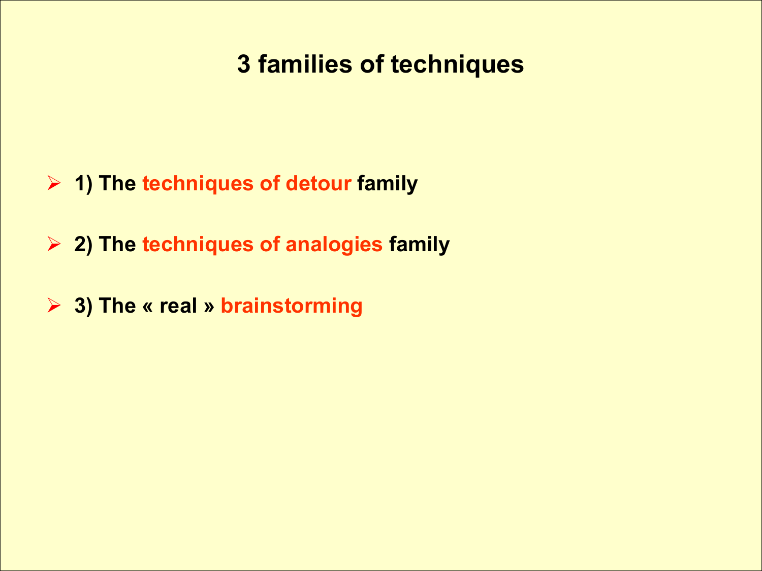# 3 families of techniques

- **1) The techniques of detour family**
- **2) The techniques of analogies family**
- **3) The « real » brainstorming**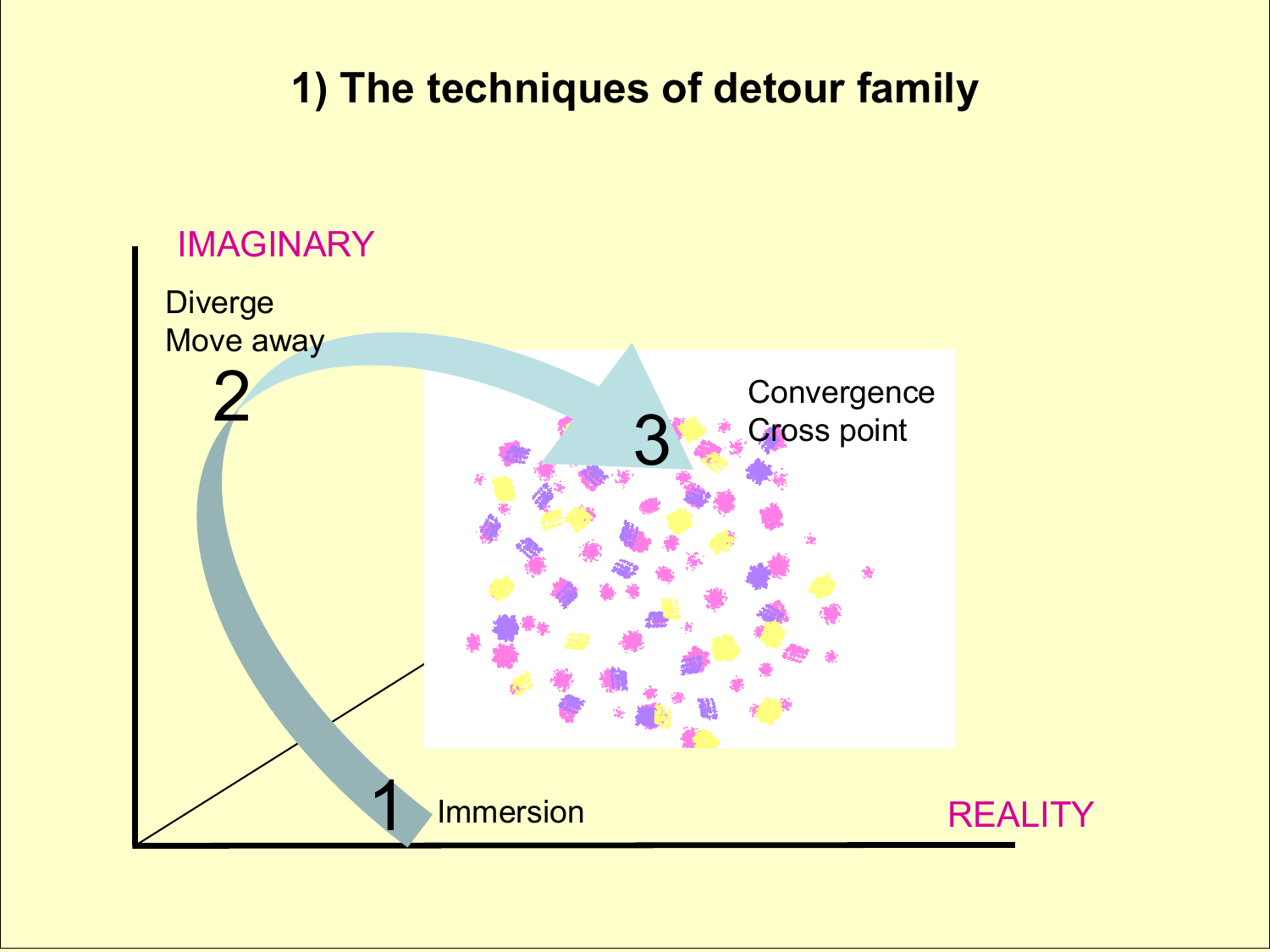# 1) The techniques of detour family

IMAGINARY

Diverge
Move away

2

3

Convergence
Cross point

1

Immersion

REALITY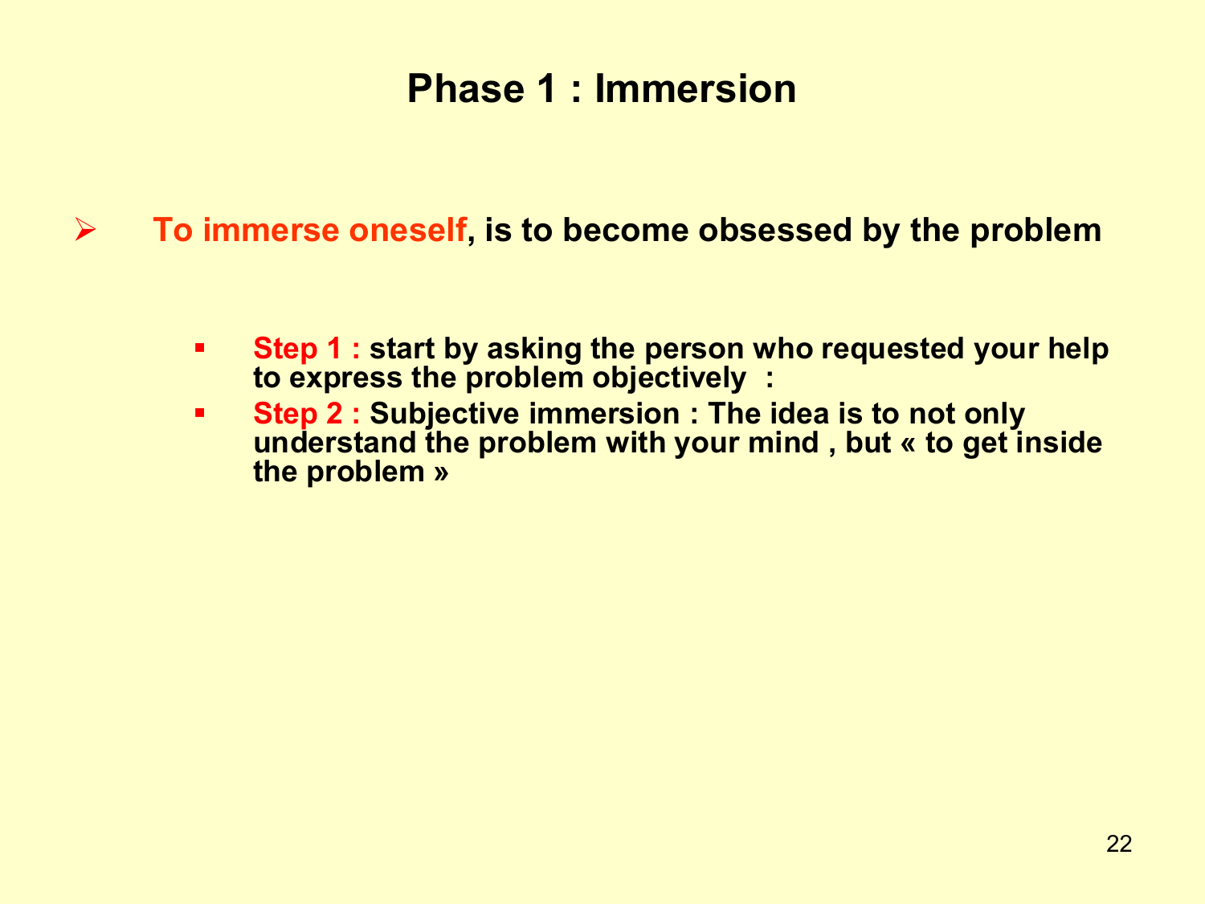# Phase 1 : Immersion

- **To immerse oneself, is to become obsessed by the problem**
  - **Step 1 : start by asking the person who requested your help to express the problem objectively :**
  - **Step 2 : Subjective immersion : The idea is to not only understand the problem with your mind , but « to get inside the problem »**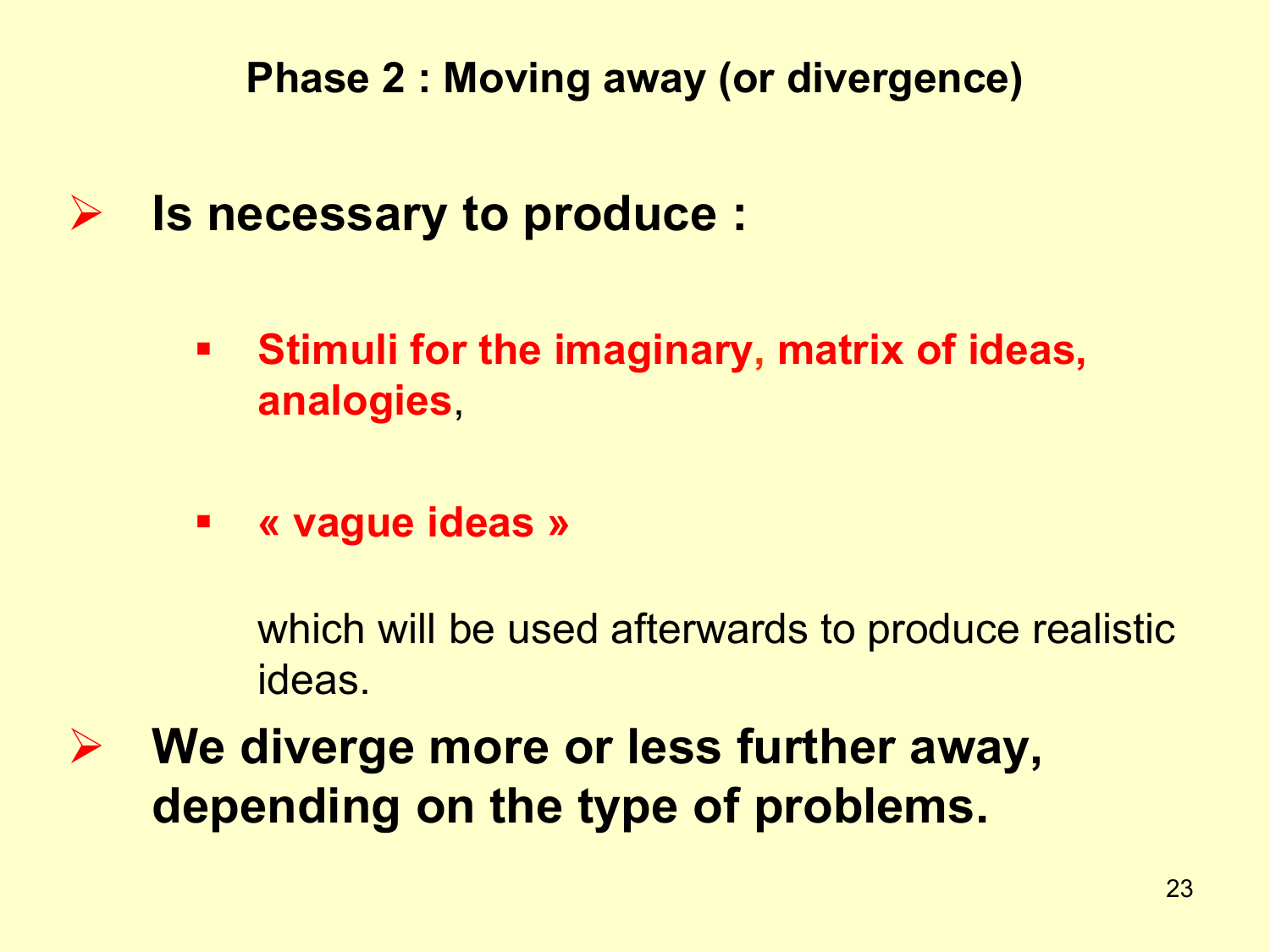## Phase 2 : Moving away (or divergence)

- **Is necessary to produce :**
  - **Stimuli for the imaginary, matrix of ideas, analogies**,
  - **« vague ideas »**

    which will be used afterwards to produce realistic ideas.

- **We diverge more or less further away, depending on the type of problems.**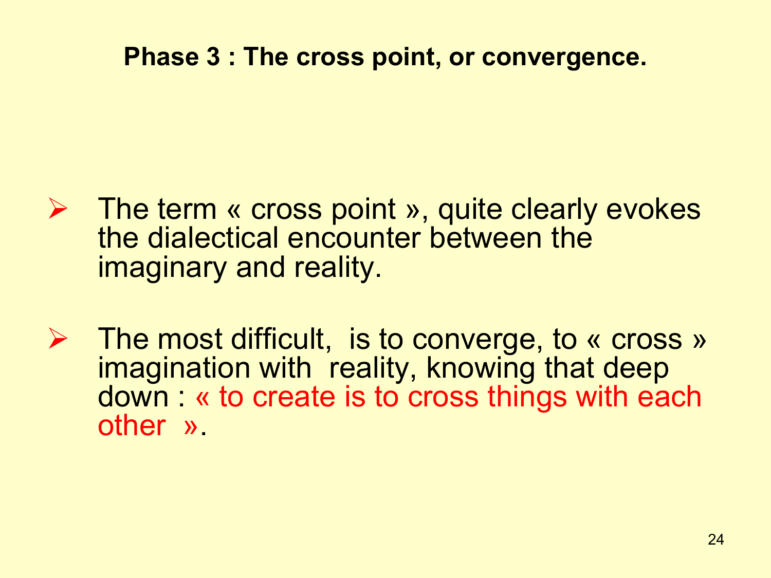## Phase 3 : The cross point, or convergence.

- The term « cross point », quite clearly evokes the dialectical encounter between the imaginary and reality.

- The most difficult, is to converge, to « cross » imagination with reality, knowing that deep down : « to create is to cross things with each other ».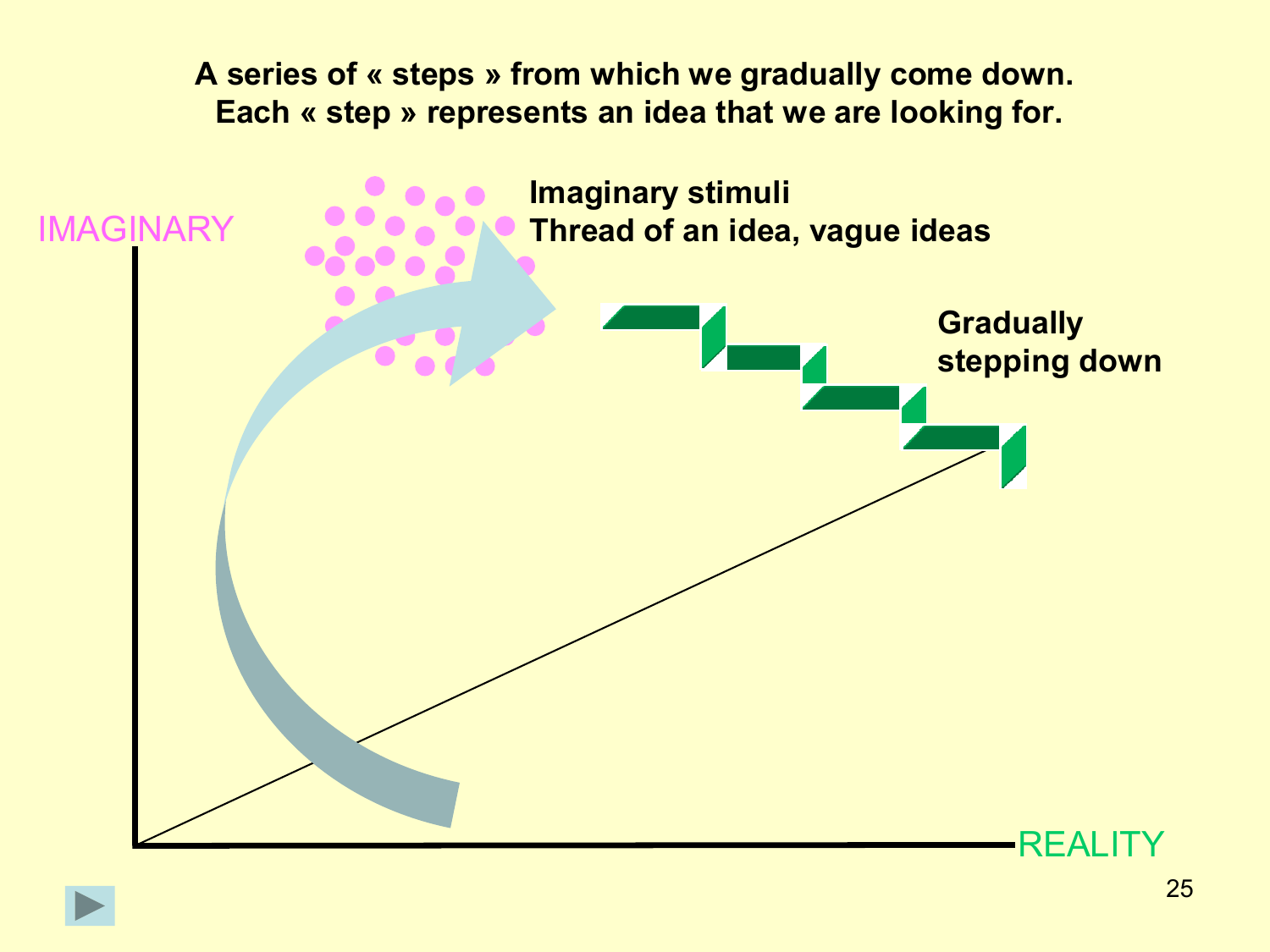**A series of « steps » from which we gradually come down.**
**Each « step » represents an idea that we are looking for.**

IMAGINARY

**Imaginary stimuli**
**Thread of an idea, vague ideas**

**Gradually stepping down**

REALITY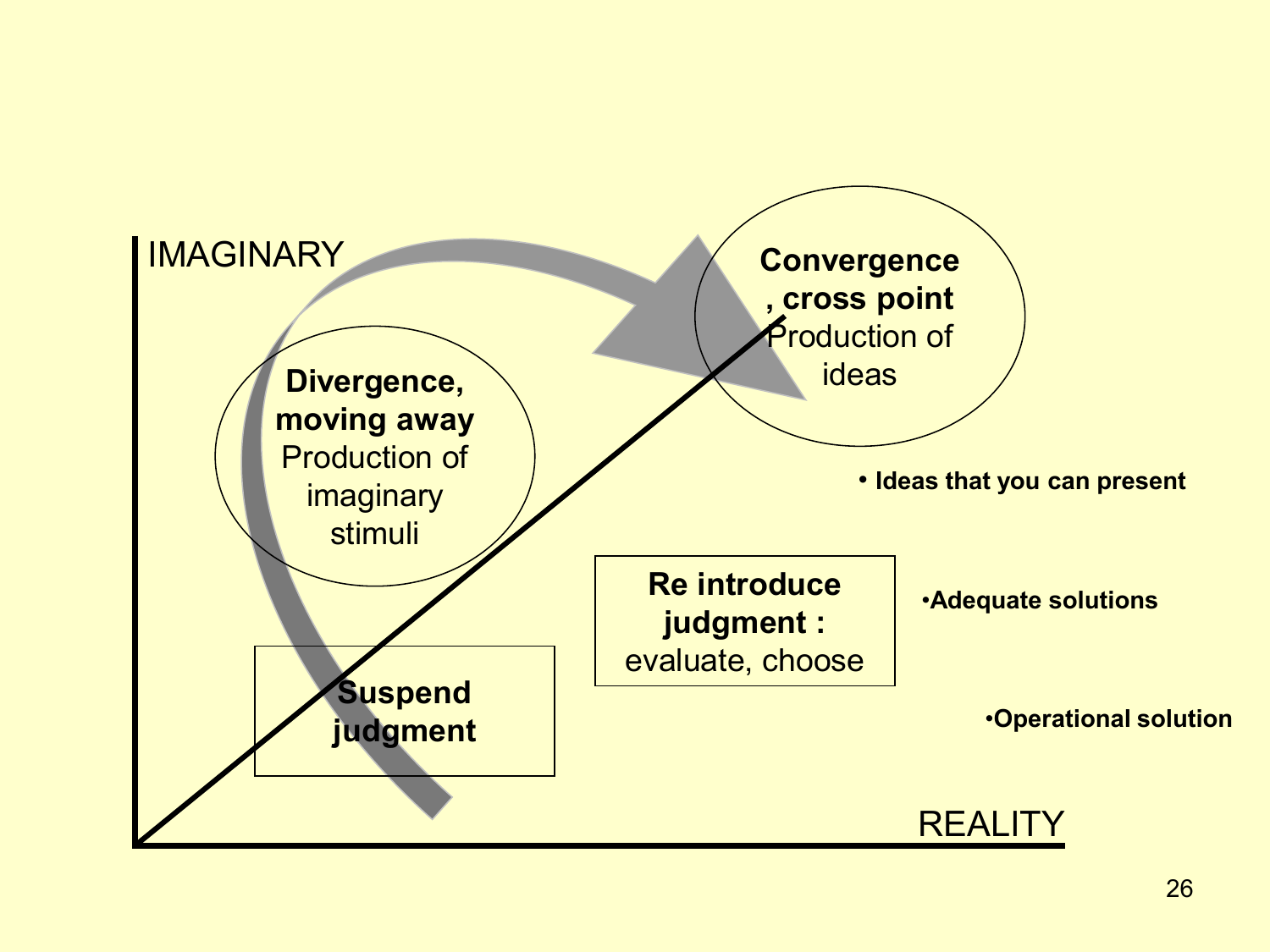IMAGINARY

**Divergence, moving away**
Production of imaginary stimuli

**Convergence, cross point**
Production of ideas

**Suspend judgment**

**Re introduce judgment :**
evaluate, choose

- **Ideas that you can present**
- **Adequate solutions**
- **Operational solution**

REALITY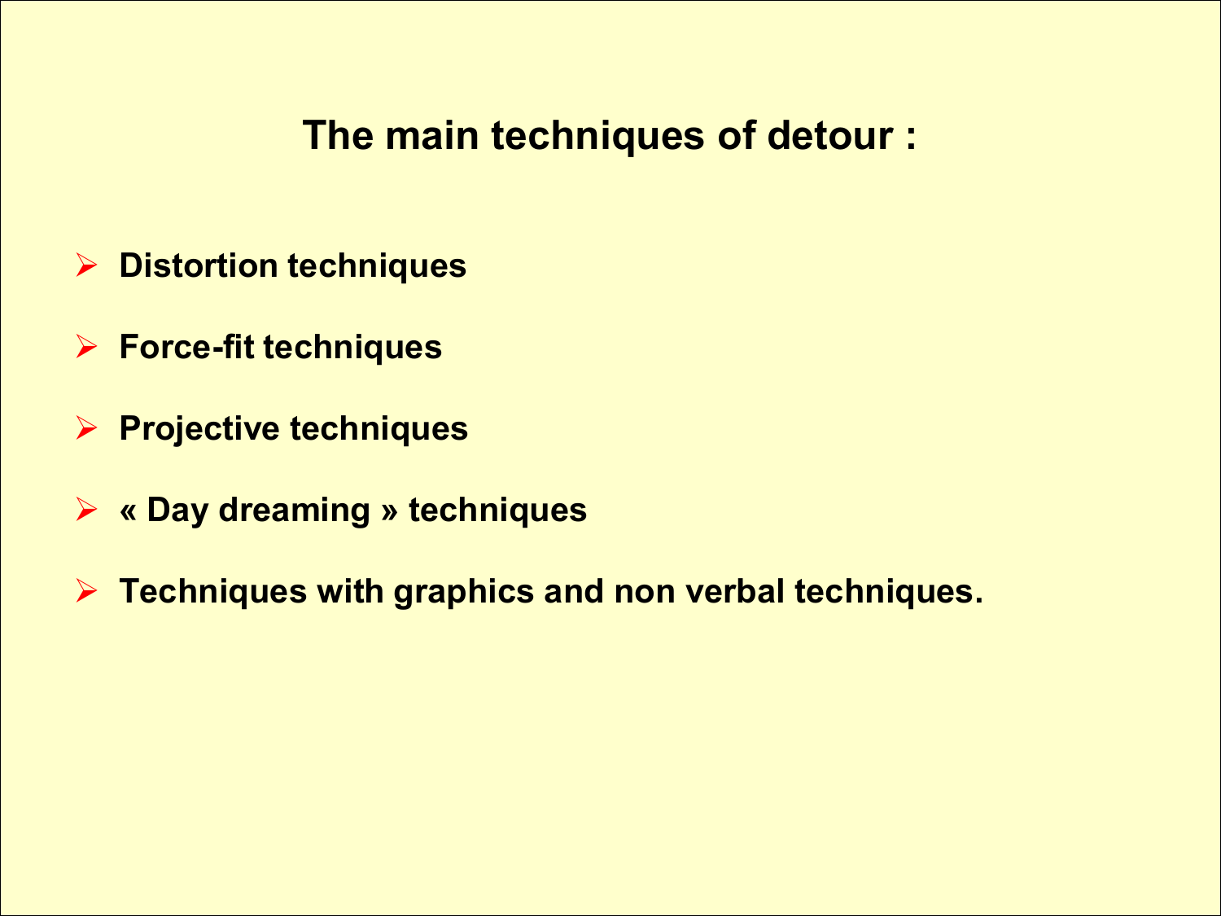# The main techniques of detour :

- **Distortion techniques**
- **Force-fit techniques**
- **Projective techniques**
- **« Day dreaming » techniques**
- **Techniques with graphics and non verbal techniques.**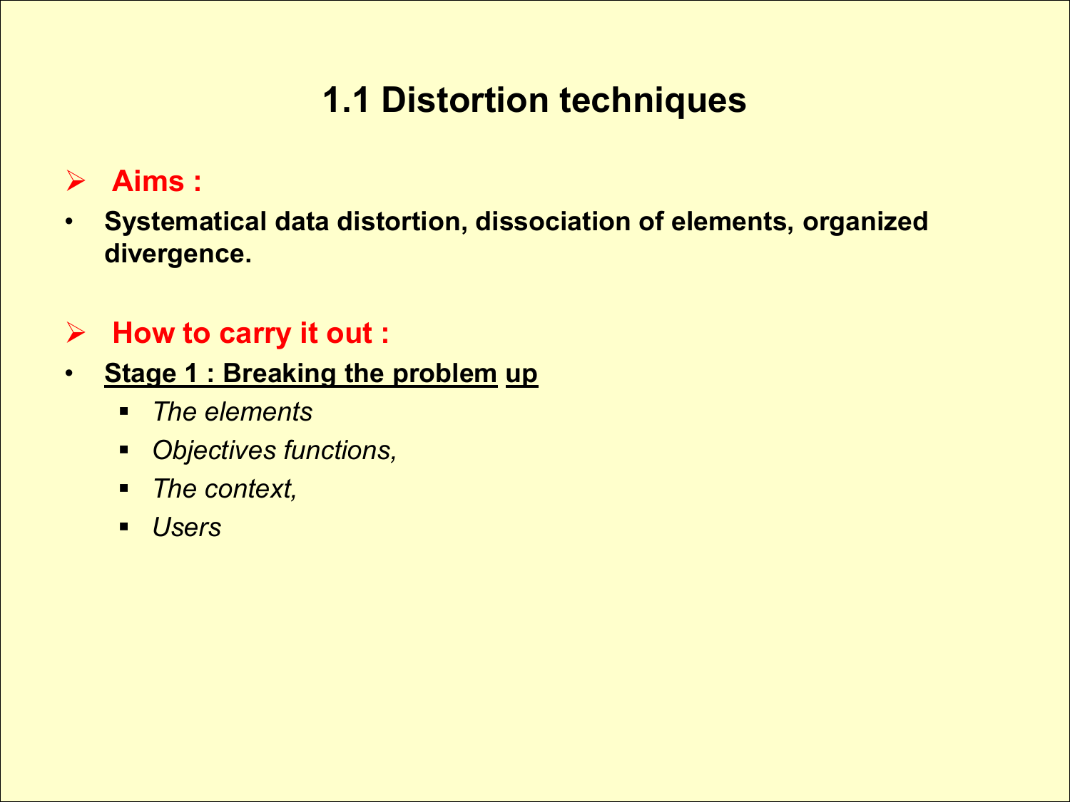# 1.1 Distortion techniques

- **Aims :**
  - **Systematical data distortion, dissociation of elements, organized divergence.**

- **How to carry it out :**
  - **Stage 1 : Breaking the problem up**
    - *The elements*
    - *Objectives functions,*
    - *The context,*
    - *Users*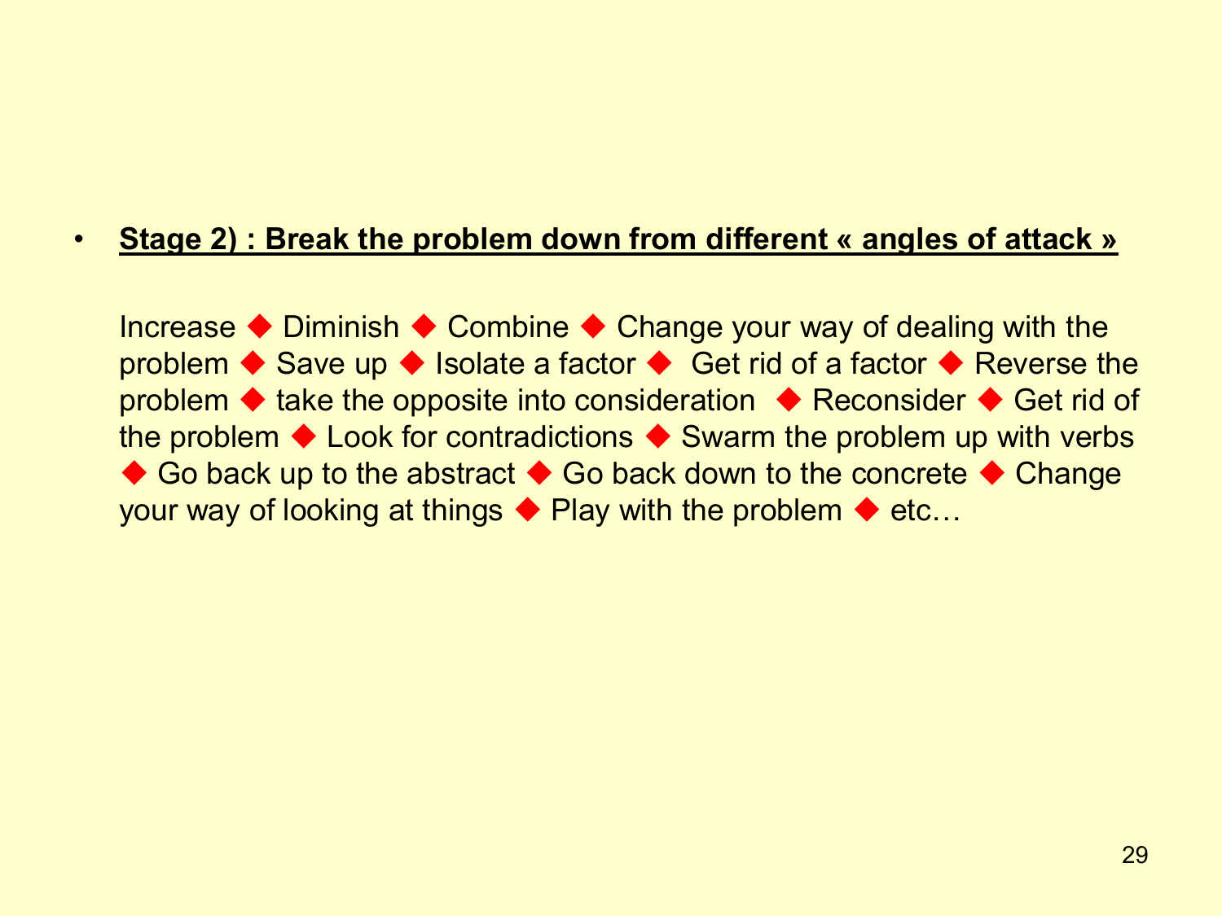- **<u>Stage 2) : Break the problem down from different « angles of attack »</u>**

  Increase ◆ Diminish ◆ Combine ◆ Change your way of dealing with the problem ◆ Save up ◆ Isolate a factor ◆ Get rid of a factor ◆ Reverse the problem ◆ take the opposite into consideration ◆ Reconsider ◆ Get rid of the problem ◆ Look for contradictions ◆ Swarm the problem up with verbs ◆ Go back up to the abstract ◆ Go back down to the concrete ◆ Change your way of looking at things ◆ Play with the problem ◆ etc…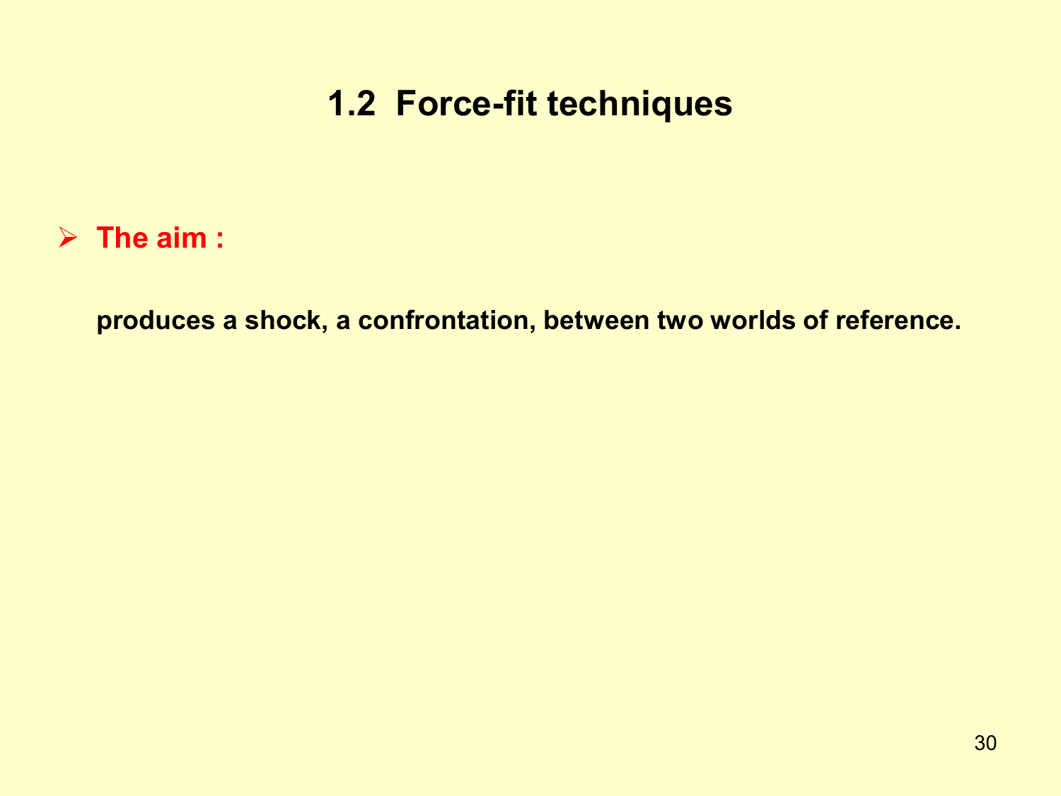## 1.2 Force-fit techniques

- **The aim :**

**produces a shock, a confrontation, between two worlds of reference.**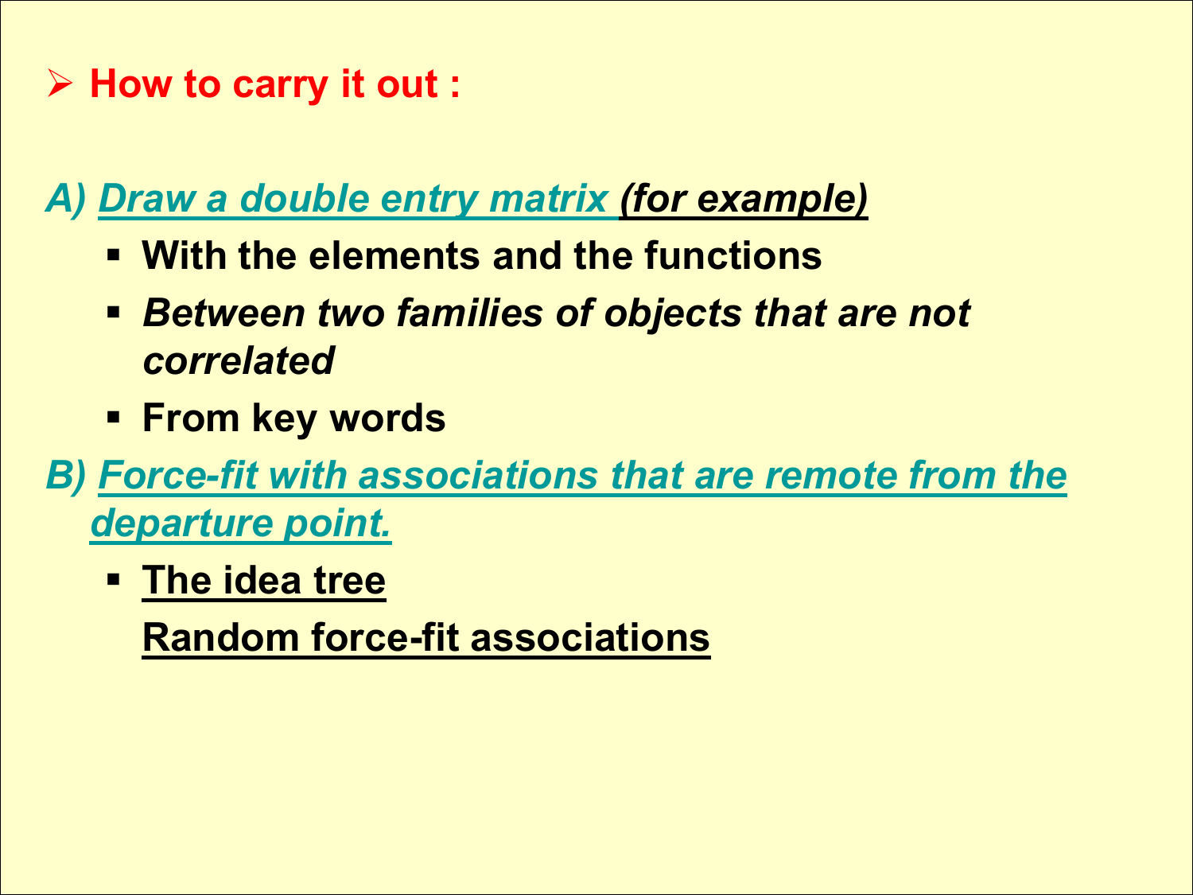## ➢ How to carry it out :

*A) Draw a double entry matrix (for example)*

- **With the elements and the functions**
- ***Between two families of objects that are not correlated***
- **From key words**

*B) Force-fit with associations that are remote from the departure point.*

- **The idea tree**

  **Random force-fit associations**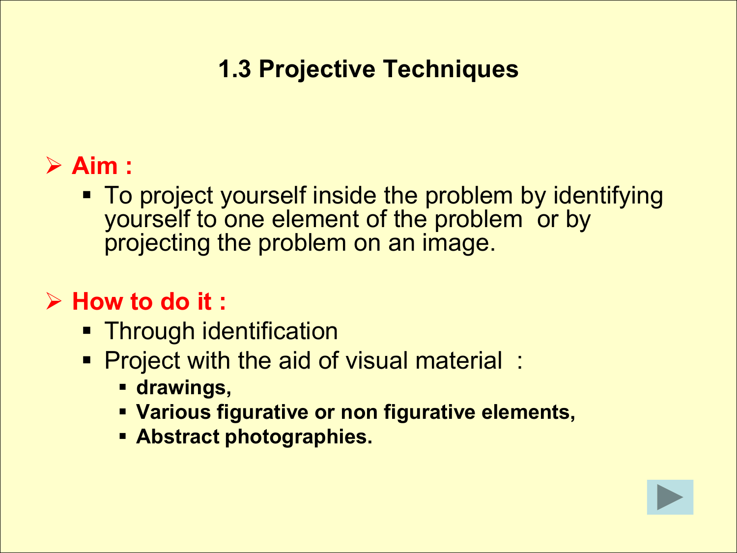## 1.3 Projective Techniques

- **Aim :**
  - To project yourself inside the problem by identifying yourself to one element of the problem or by projecting the problem on an image.

- **How to do it :**
  - Through identification
  - Project with the aid of visual material :
    - **drawings,**
    - **Various figurative or non figurative elements,**
    - **Abstract photographies.**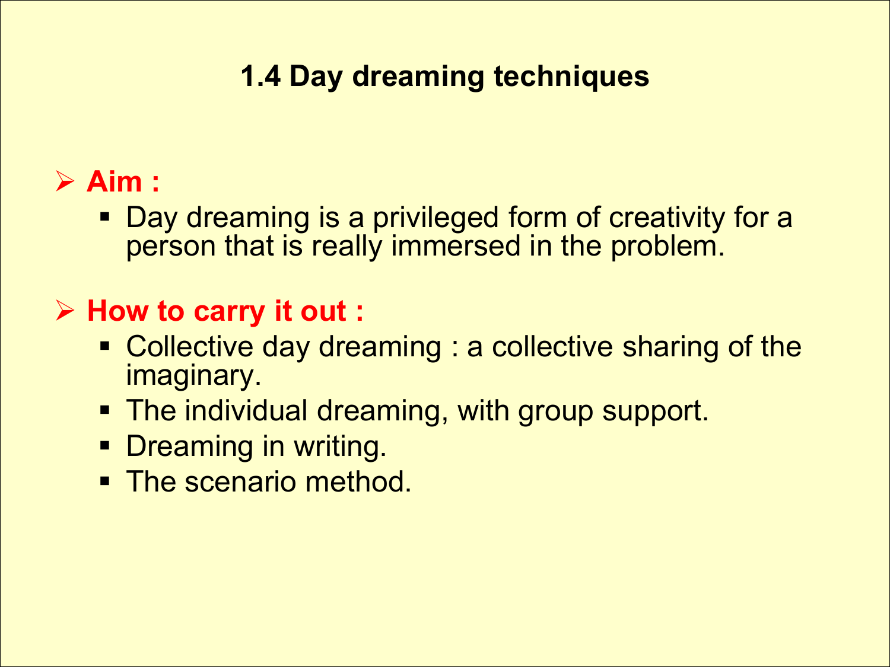# 1.4 Day dreaming techniques

- **Aim :**
  - Day dreaming is a privileged form of creativity for a person that is really immersed in the problem.

- **How to carry it out :**
  - Collective day dreaming : a collective sharing of the imaginary.
  - The individual dreaming, with group support.
  - Dreaming in writing.
  - The scenario method.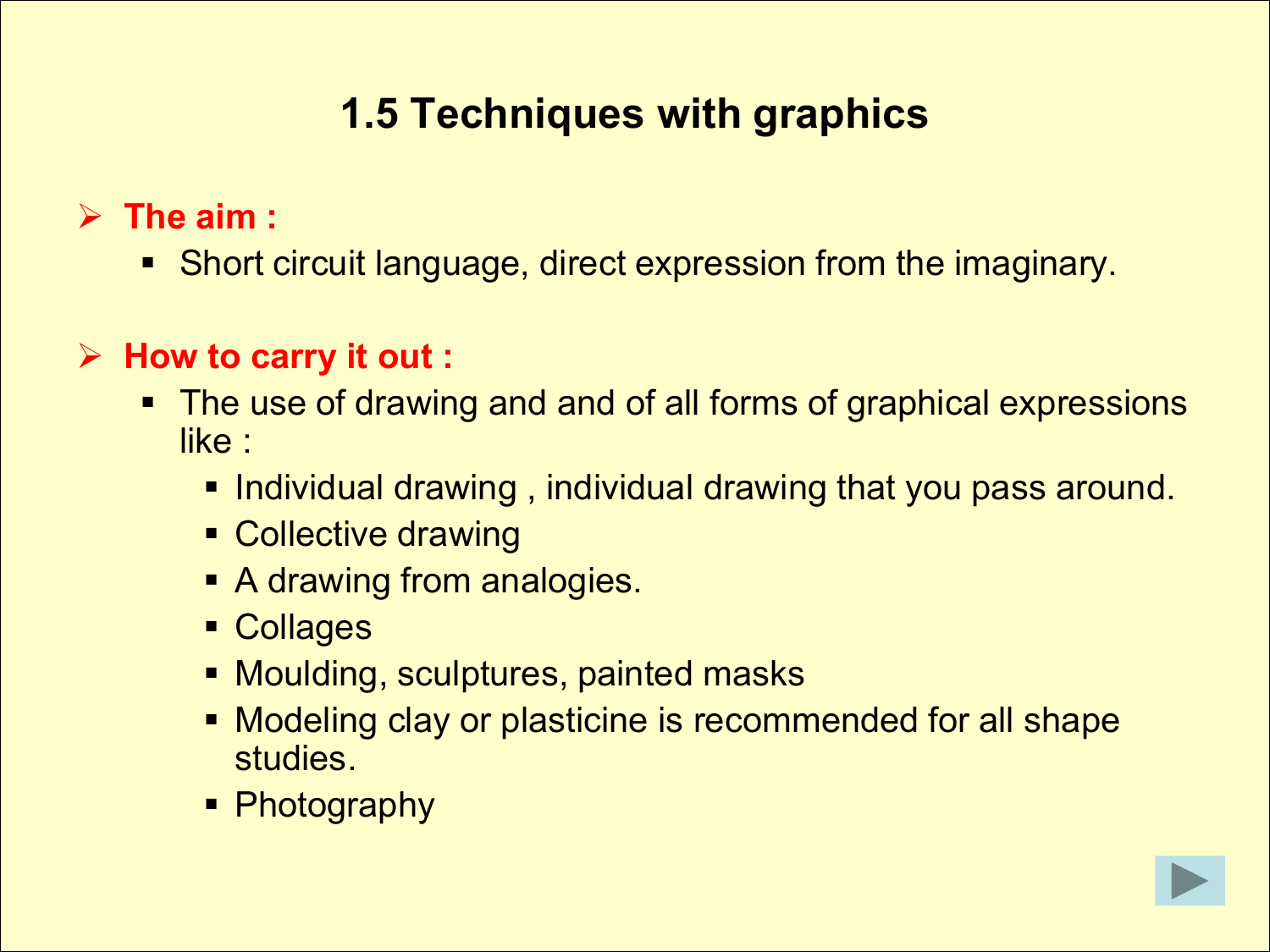# 1.5 Techniques with graphics

- **The aim :**
  - Short circuit language, direct expression from the imaginary.

- **How to carry it out :**
  - The use of drawing and and of all forms of graphical expressions like :
    - Individual drawing , individual drawing that you pass around.
    - Collective drawing
    - A drawing from analogies.
    - Collages
    - Moulding, sculptures, painted masks
    - Modeling clay or plasticine is recommended for all shape studies.
    - Photography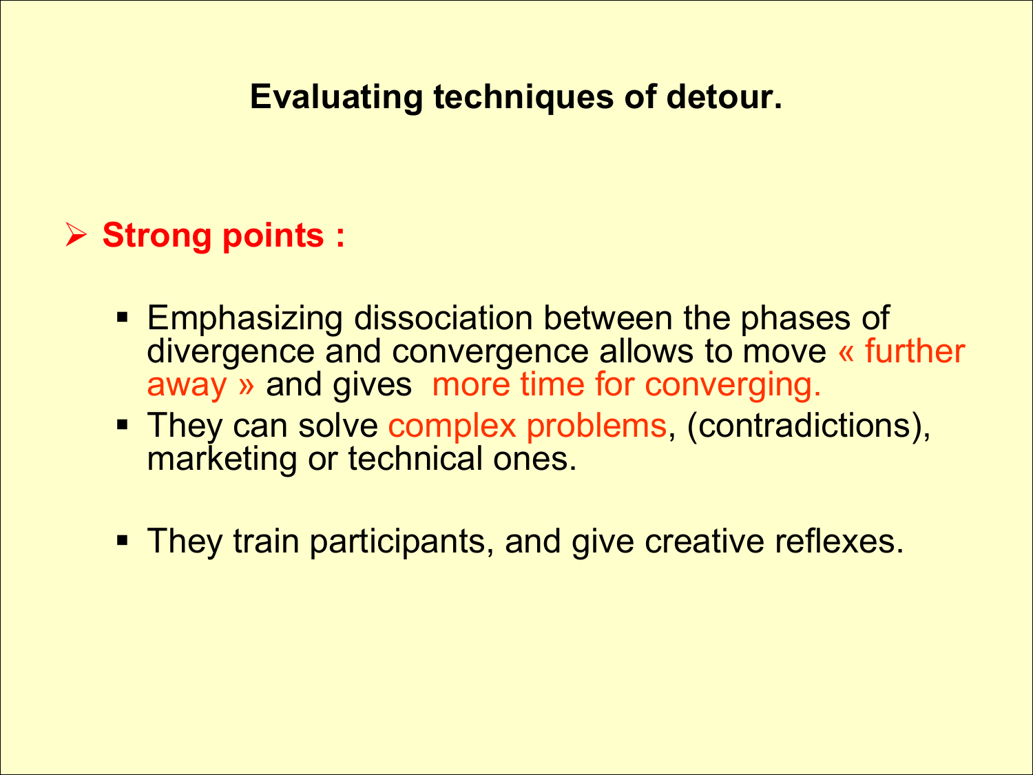# Evaluating techniques of detour.

- **Strong points :**

  - Emphasizing dissociation between the phases of divergence and convergence allows to move « further away » and gives more time for converging.
  - They can solve complex problems, (contradictions), marketing or technical ones.
  - They train participants, and give creative reflexes.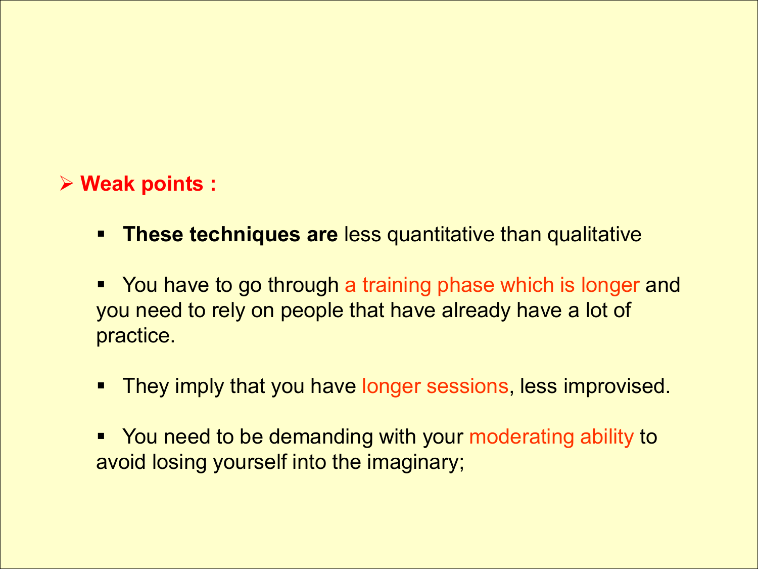## ➢ Weak points :

- **These techniques are** less quantitative than qualitative

- You have to go through a training phase which is longer and you need to rely on people that have already have a lot of practice.

- They imply that you have longer sessions, less improvised.

- You need to be demanding with your moderating ability to avoid losing yourself into the imaginary;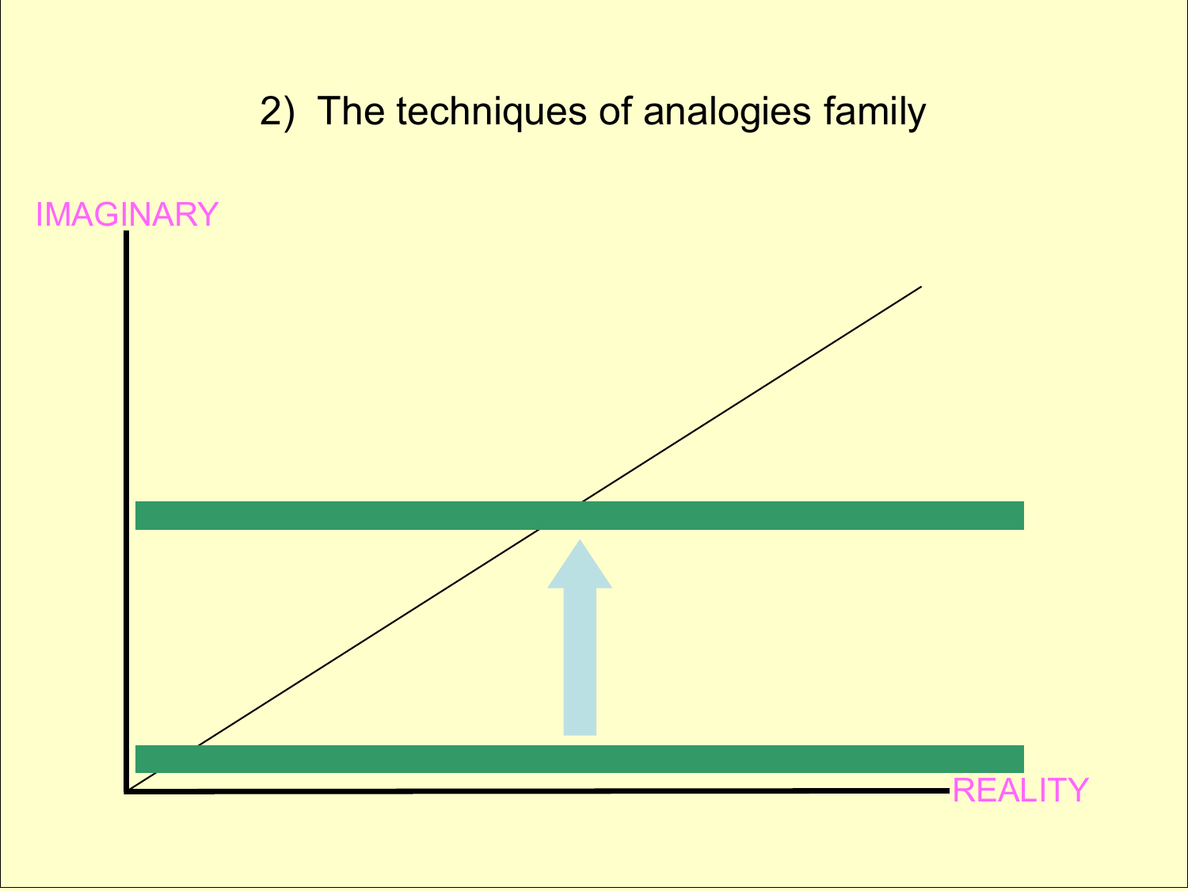## 2) The techniques of analogies family

IMAGINARY

REALITY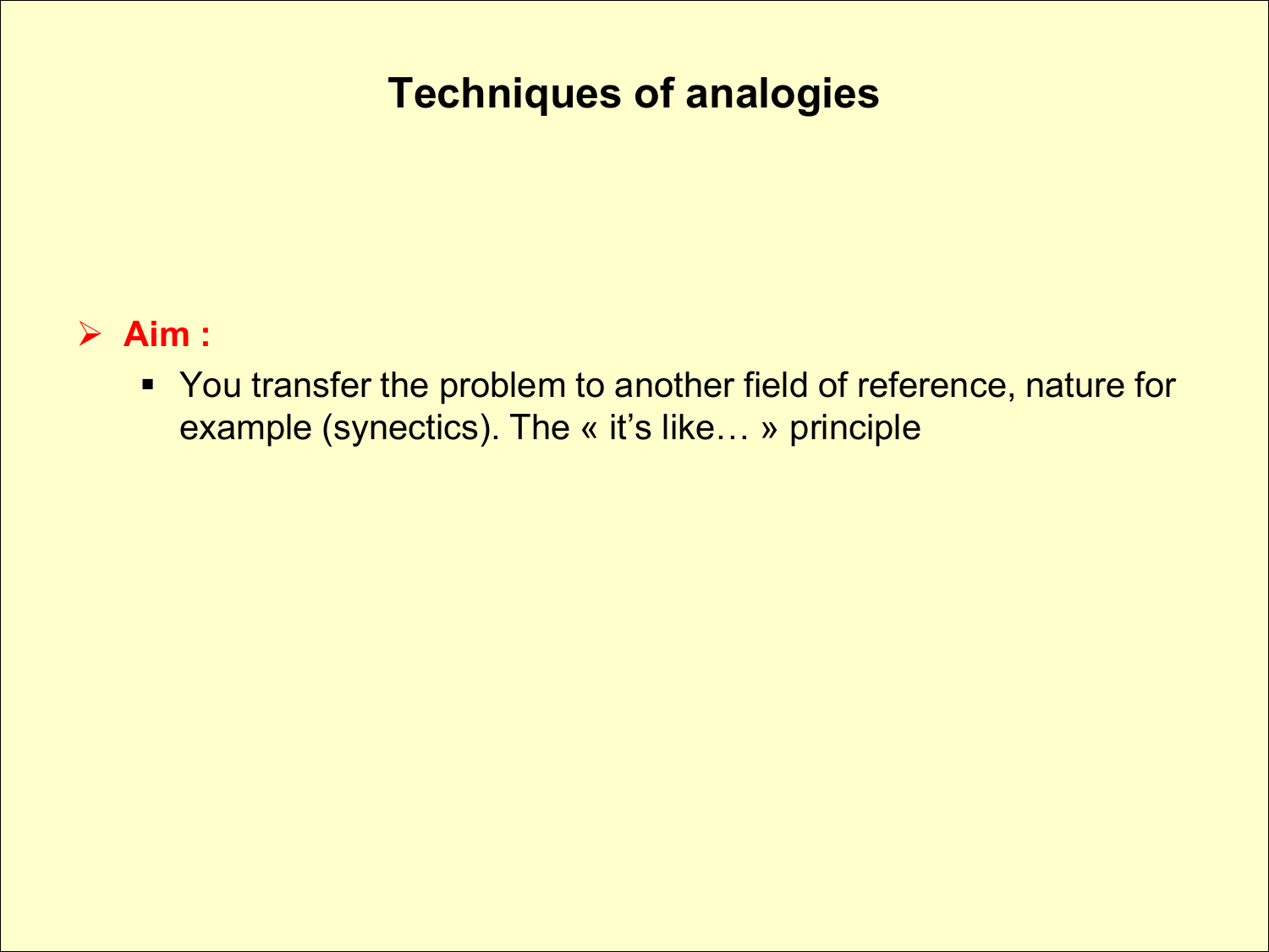# Techniques of analogies

- **Aim :**
  - You transfer the problem to another field of reference, nature for example (synectics). The « it's like… » principle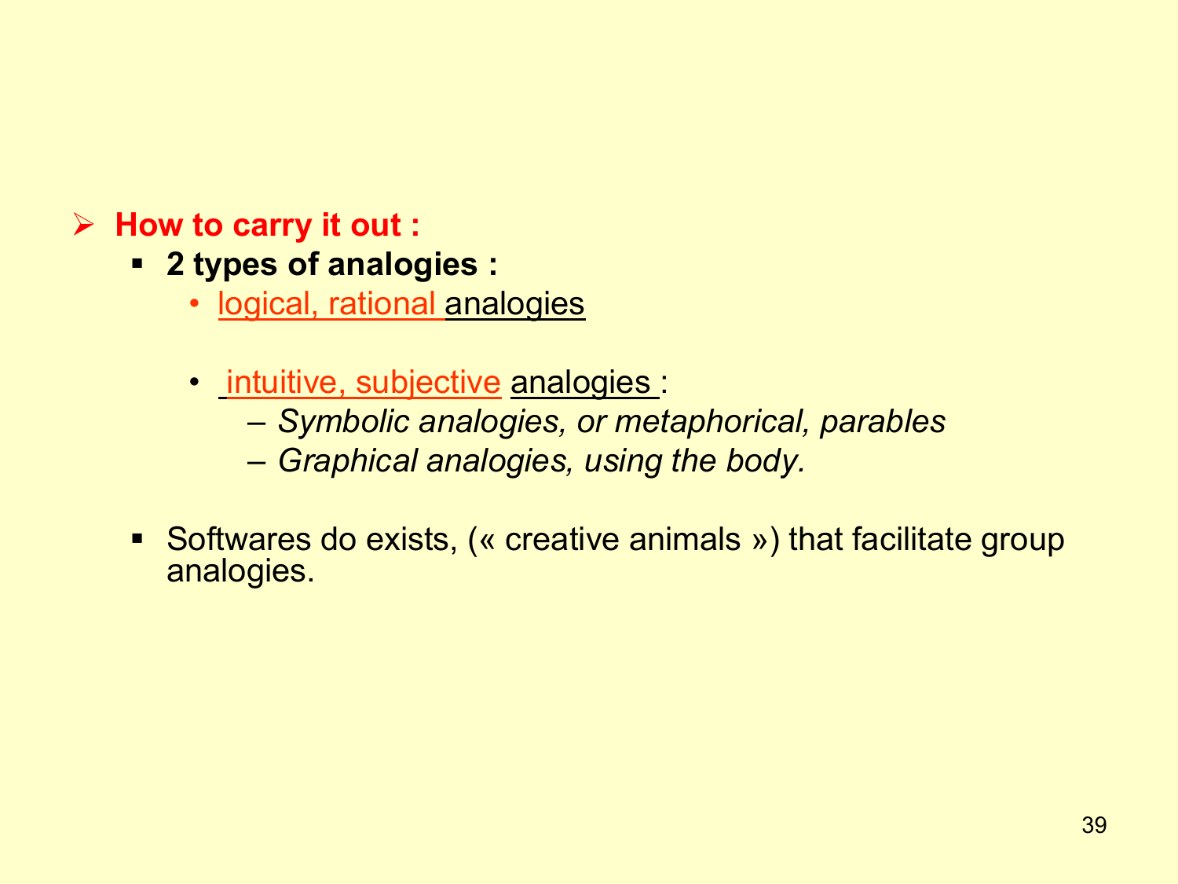- **How to carry it out :**
  - **2 types of analogies :**
    - logical, rational analogies
    - intuitive, subjective analogies :
      - *Symbolic analogies, or metaphorical, parables*
      - *Graphical analogies, using the body.*
  - Softwares do exists, (« creative animals ») that facilitate group analogies.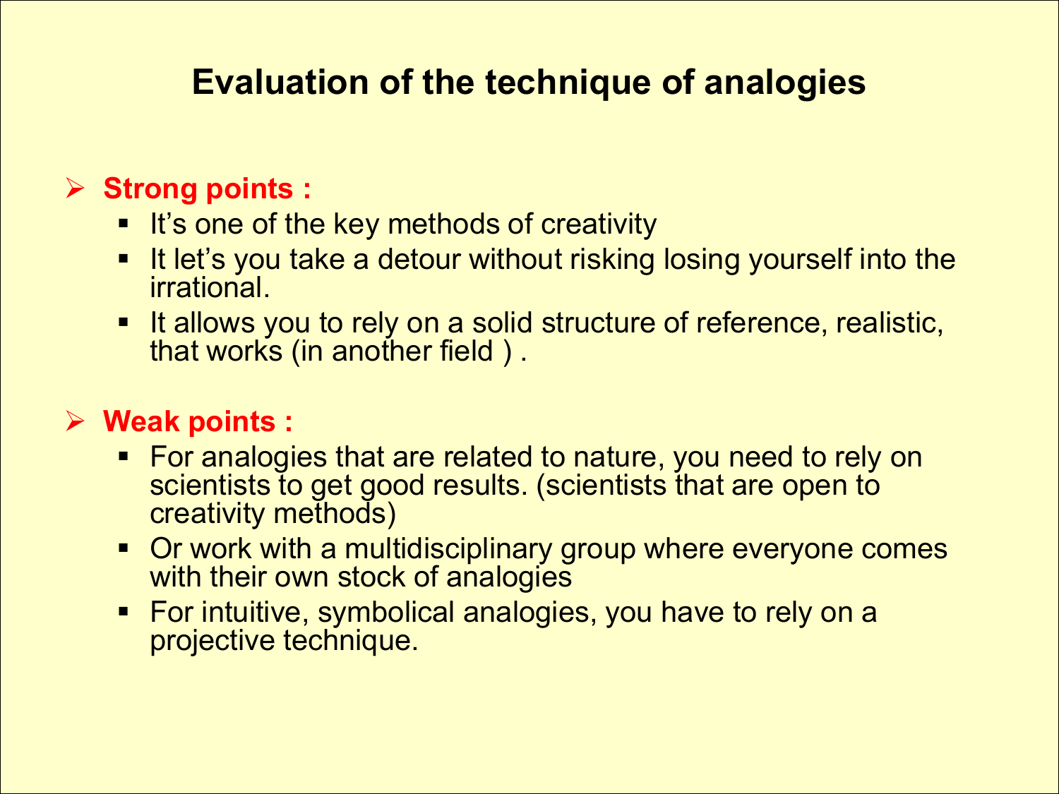# Evaluation of the technique of analogies

- **Strong points :**
  - It's one of the key methods of creativity
  - It let's you take a detour without risking losing yourself into the irrational.
  - It allows you to rely on a solid structure of reference, realistic, that works (in another field ) .

- **Weak points :**
  - For analogies that are related to nature, you need to rely on scientists to get good results. (scientists that are open to creativity methods)
  - Or work with a multidisciplinary group where everyone comes with their own stock of analogies
  - For intuitive, symbolical analogies, you have to rely on a projective technique.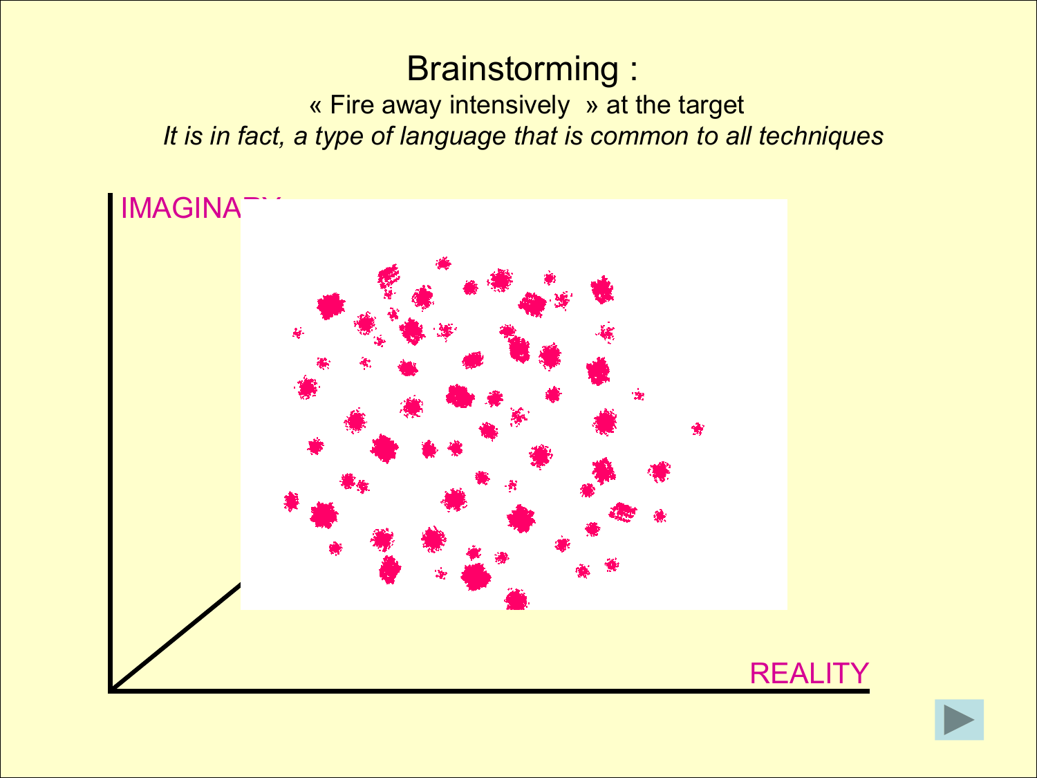# Brainstorming :

« Fire away intensively » at the target

*It is in fact, a type of language that is common to all techniques*

IMAGINA

REALITY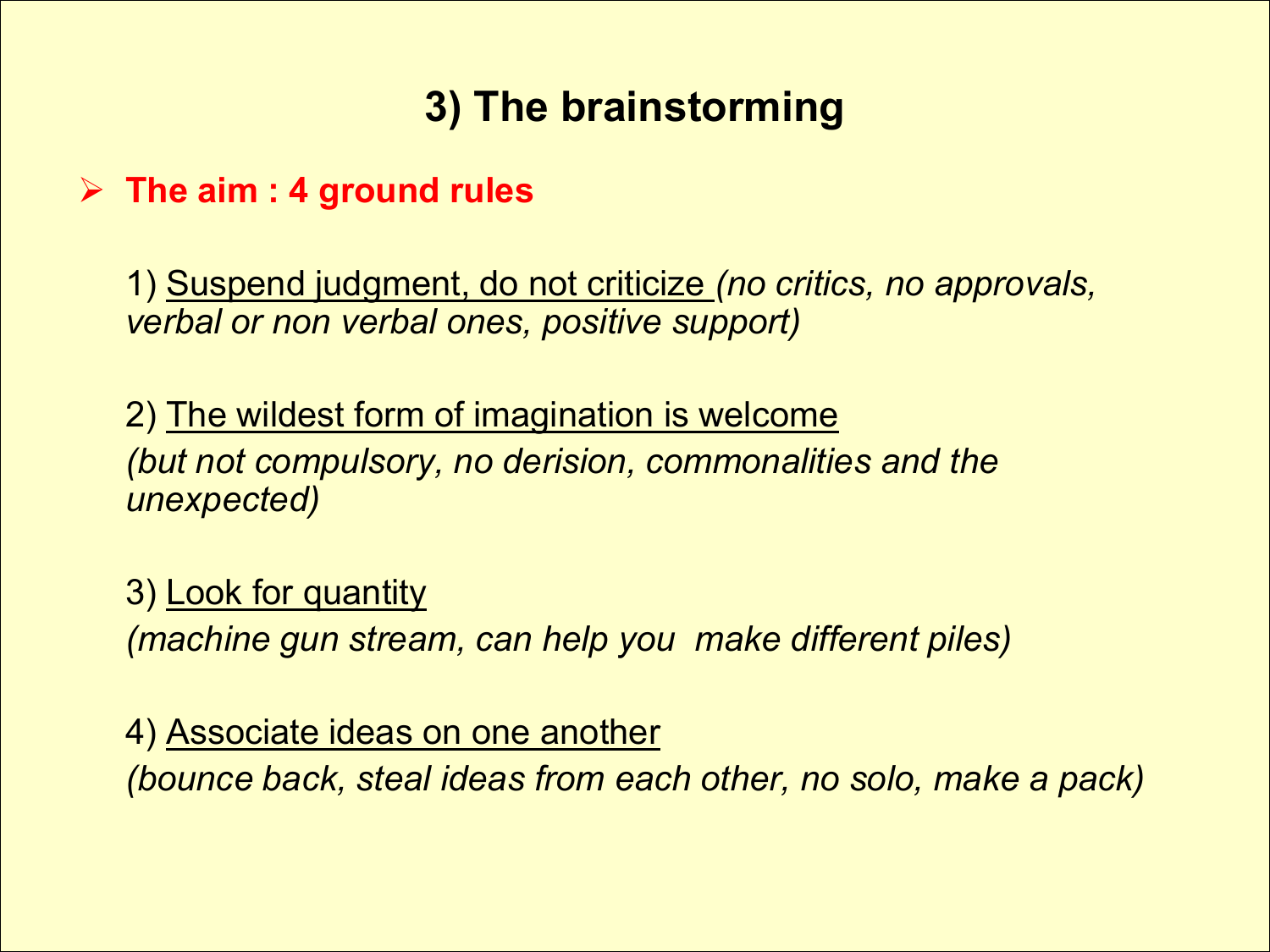# 3) The brainstorming

- **The aim : 4 ground rules**

1) Suspend judgment, do not criticize *(no critics, no approvals, verbal or non verbal ones, positive support)*

2) The wildest form of imagination is welcome *(but not compulsory, no derision, commonalities and the unexpected)*

3) Look for quantity *(machine gun stream, can help you make different piles)*

4) Associate ideas on one another *(bounce back, steal ideas from each other, no solo, make a pack)*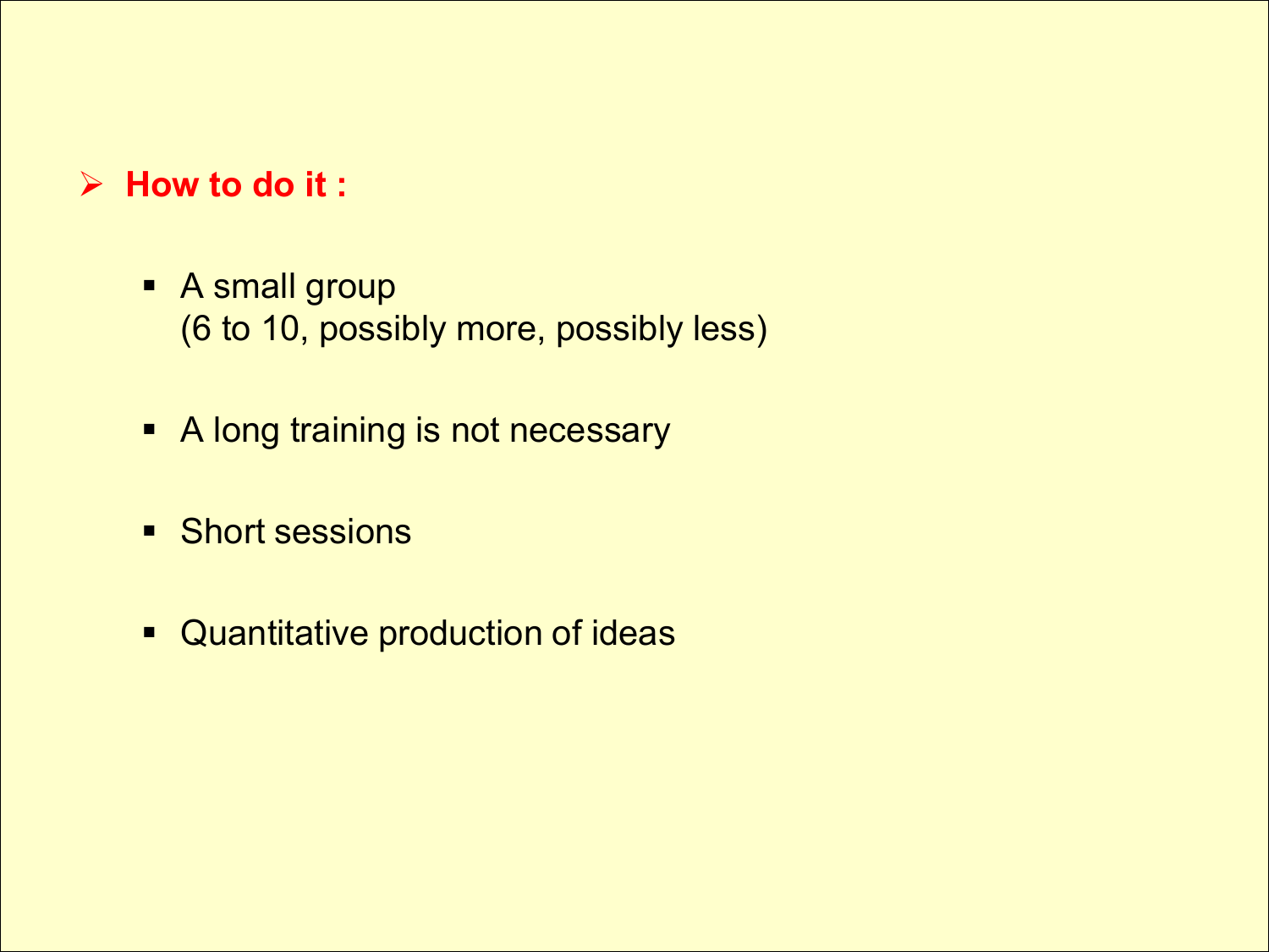## How to do it :

- A small group
  (6 to 10, possibly more, possibly less)
- A long training is not necessary
- Short sessions
- Quantitative production of ideas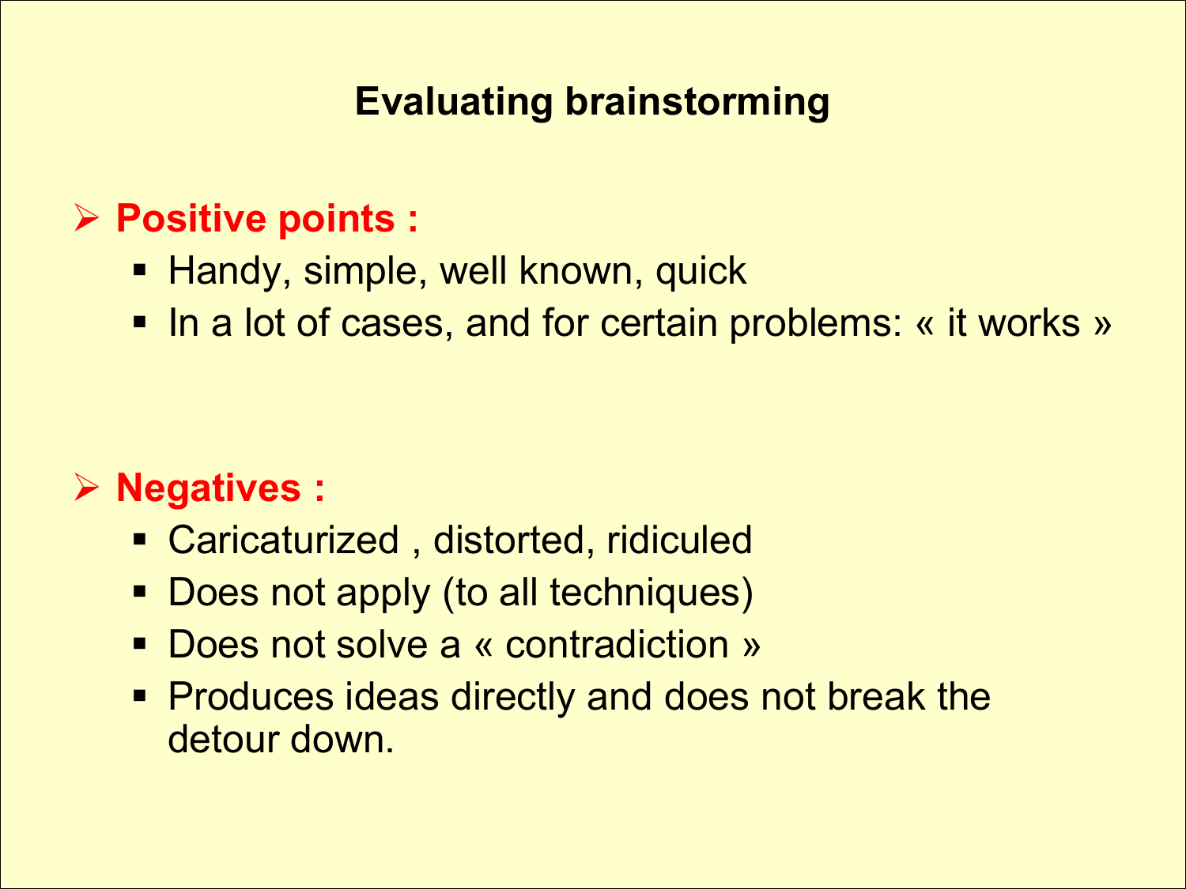# Evaluating brainstorming

## Positive points :

- Handy, simple, well known, quick
- In a lot of cases, and for certain problems: « it works »

## Negatives :

- Caricaturized , distorted, ridiculed
- Does not apply (to all techniques)
- Does not solve a « contradiction »
- Produces ideas directly and does not break the detour down.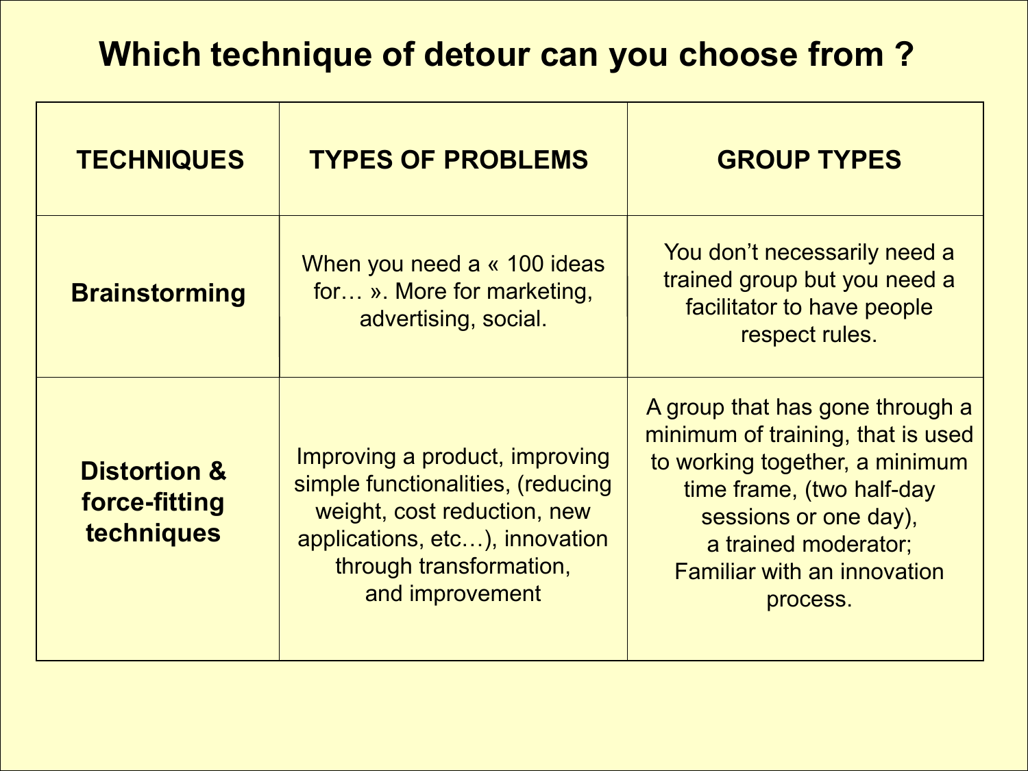# Which technique of detour can you choose from ?

| TECHNIQUES | TYPES OF PROBLEMS | GROUP TYPES |
| --- | --- | --- |
| **Brainstorming** | When you need a « 100 ideas for… ». More for marketing, advertising, social. | You don't necessarily need a trained group but you need a facilitator to have people respect rules. |
| **Distortion & force-fitting techniques** | Improving a product, improving simple functionalities, (reducing weight, cost reduction, new applications, etc…), innovation through transformation, and improvement | A group that has gone through a minimum of training, that is used to working together, a minimum time frame, (two half-day sessions or one day), a trained moderator; Familiar with an innovation process. |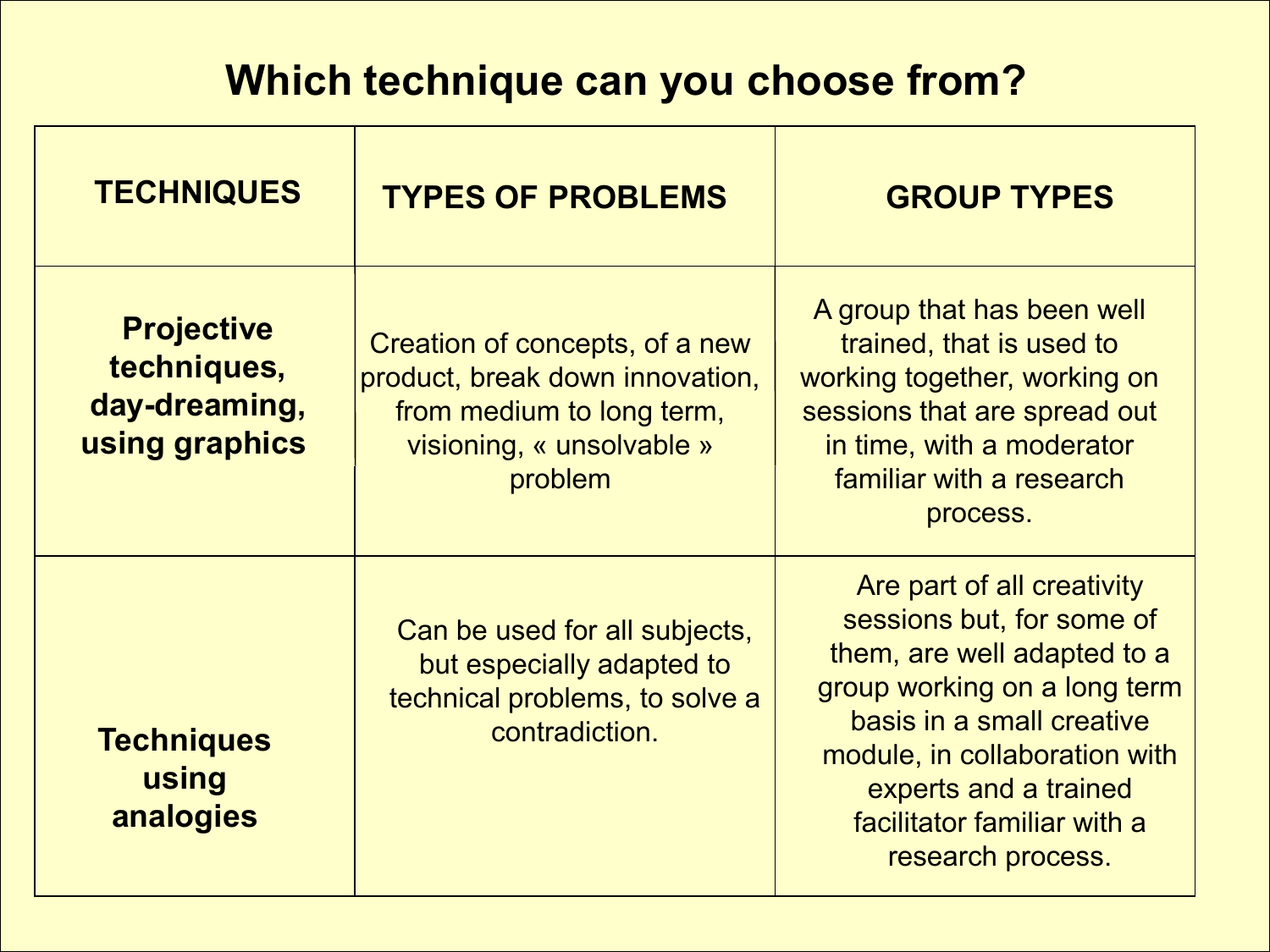# Which technique can you choose from?

| TECHNIQUES | TYPES OF PROBLEMS | GROUP TYPES |
| --- | --- | --- |
| **Projective techniques, day-dreaming, using graphics** | Creation of concepts, of a new product, break down innovation, from medium to long term, visioning, « unsolvable » problem | A group that has been well trained, that is used to working together, working on sessions that are spread out in time, with a moderator familiar with a research process. |
| **Techniques using analogies** | Can be used for all subjects, but especially adapted to technical problems, to solve a contradiction. | Are part of all creativity sessions but, for some of them, are well adapted to a group working on a long term basis in a small creative module, in collaboration with experts and a trained facilitator familiar with a research process. |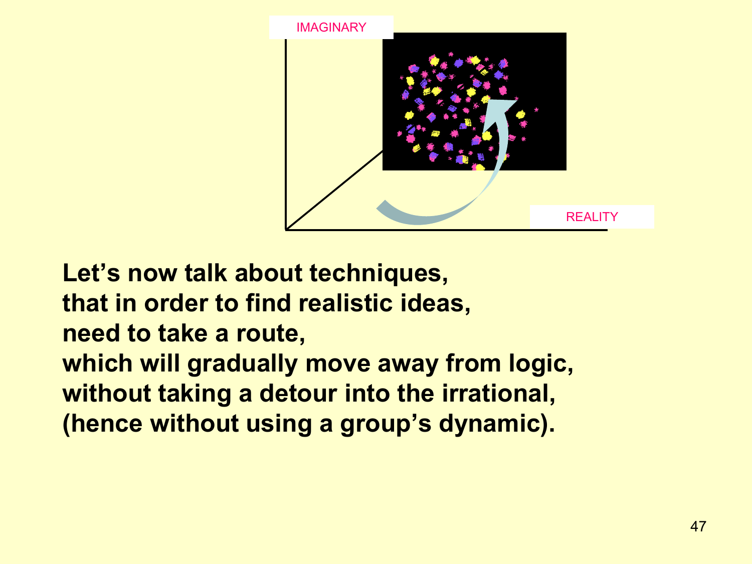IMAGINARY

REALITY

**Let's now talk about techniques,**
**that in order to find realistic ideas,**
**need to take a route,**
**which will gradually move away from logic,**
**without taking a detour into the irrational,**
**(hence without using a group's dynamic).**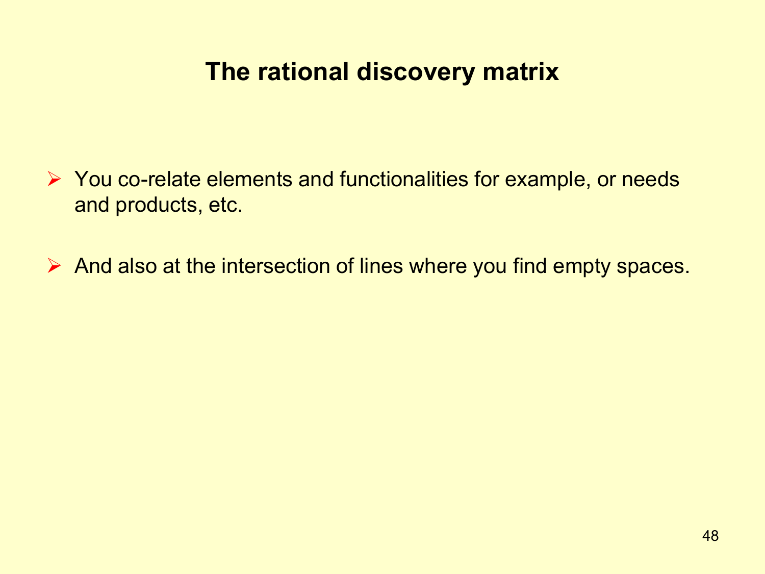# The rational discovery matrix

- You co-relate elements and functionalities for example, or needs and products, etc.

- And also at the intersection of lines where you find empty spaces.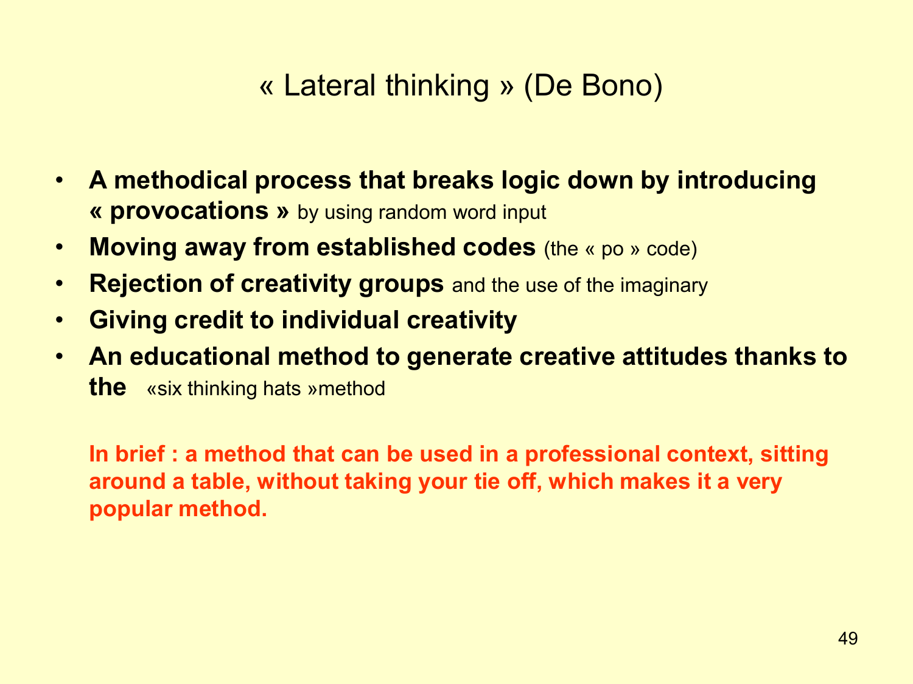# « Lateral thinking » (De Bono)

- **A methodical process that breaks logic down by introducing « provocations »** by using random word input
- **Moving away from established codes** (the « po » code)
- **Rejection of creativity groups** and the use of the imaginary
- **Giving credit to individual creativity**
- **An educational method to generate creative attitudes thanks to the** «six thinking hats »method

**In brief : a method that can be used in a professional context, sitting around a table, without taking your tie off, which makes it a very popular method.**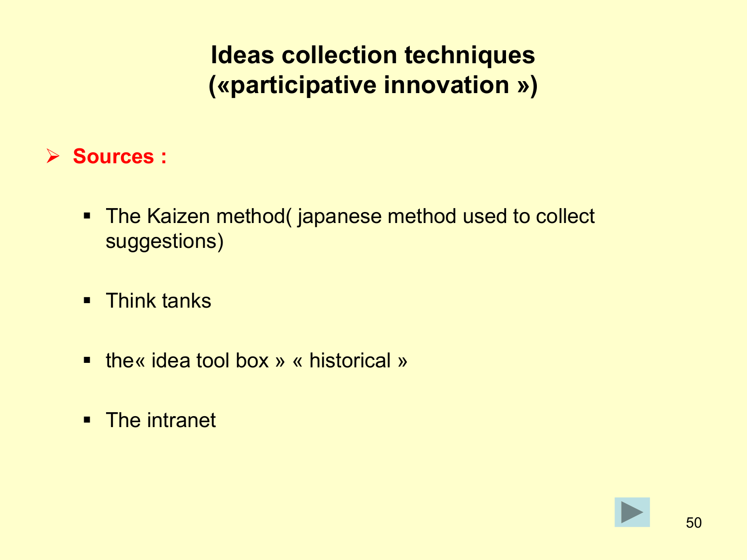# Ideas collection techniques (« participative innovation »)

- **Sources :**
  - The Kaizen method( japanese method used to collect suggestions)
  - Think tanks
  - the« idea tool box » « historical »
  - The intranet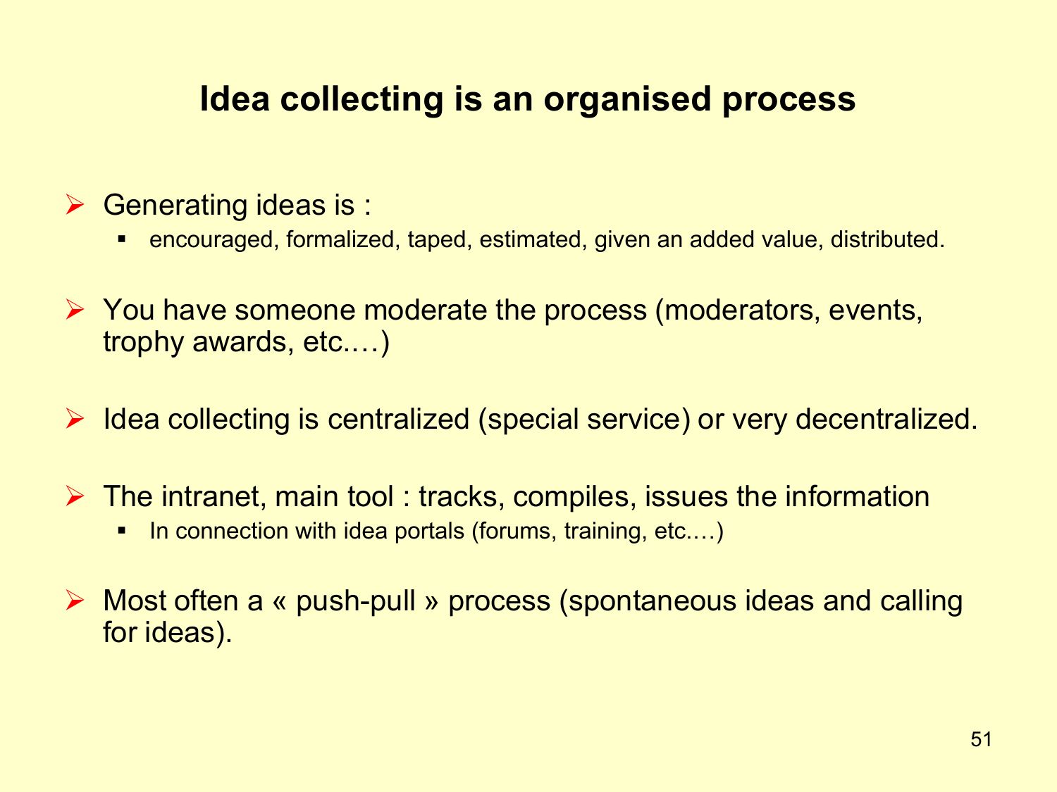# Idea collecting is an organised process

- Generating ideas is :
  - encouraged, formalized, taped, estimated, given an added value, distributed.

- You have someone moderate the process (moderators, events, trophy awards, etc.…)

- Idea collecting is centralized (special service) or very decentralized.

- The intranet, main tool : tracks, compiles, issues the information
  - In connection with idea portals (forums, training, etc.…)

- Most often a « push-pull » process (spontaneous ideas and calling for ideas).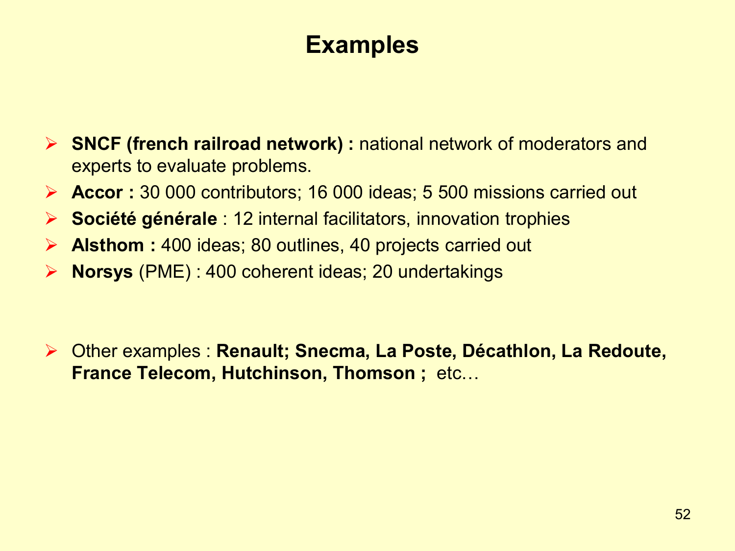# Examples

- **SNCF (french railroad network) :** national network of moderators and experts to evaluate problems.
- **Accor :** 30 000 contributors; 16 000 ideas; 5 500 missions carried out
- **Société générale** : 12 internal facilitators, innovation trophies
- **Alsthom :** 400 ideas; 80 outlines, 40 projects carried out
- **Norsys** (PME) : 400 coherent ideas; 20 undertakings

- Other examples : **Renault; Snecma, La Poste, Décathlon, La Redoute, France Telecom, Hutchinson, Thomson ;** etc…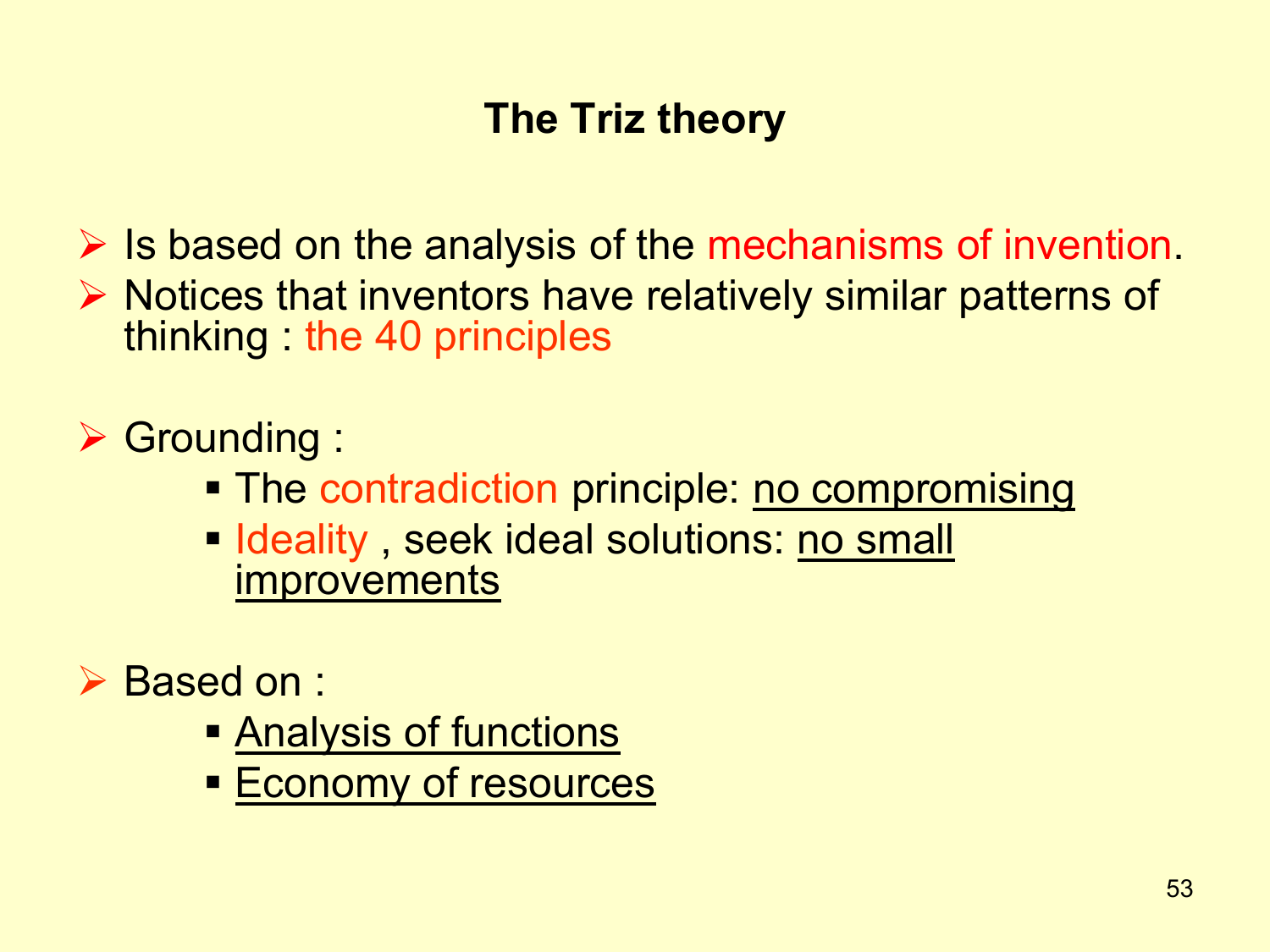## The Triz theory

- Is based on the analysis of the mechanisms of invention.
- Notices that inventors have relatively similar patterns of thinking : the 40 principles

- Grounding :
  - The contradiction principle: <u>no compromising</u>
  - Ideality , seek ideal solutions: <u>no small improvements</u>

- Based on :
  - <u>Analysis of functions</u>
  - <u>Economy of resources</u>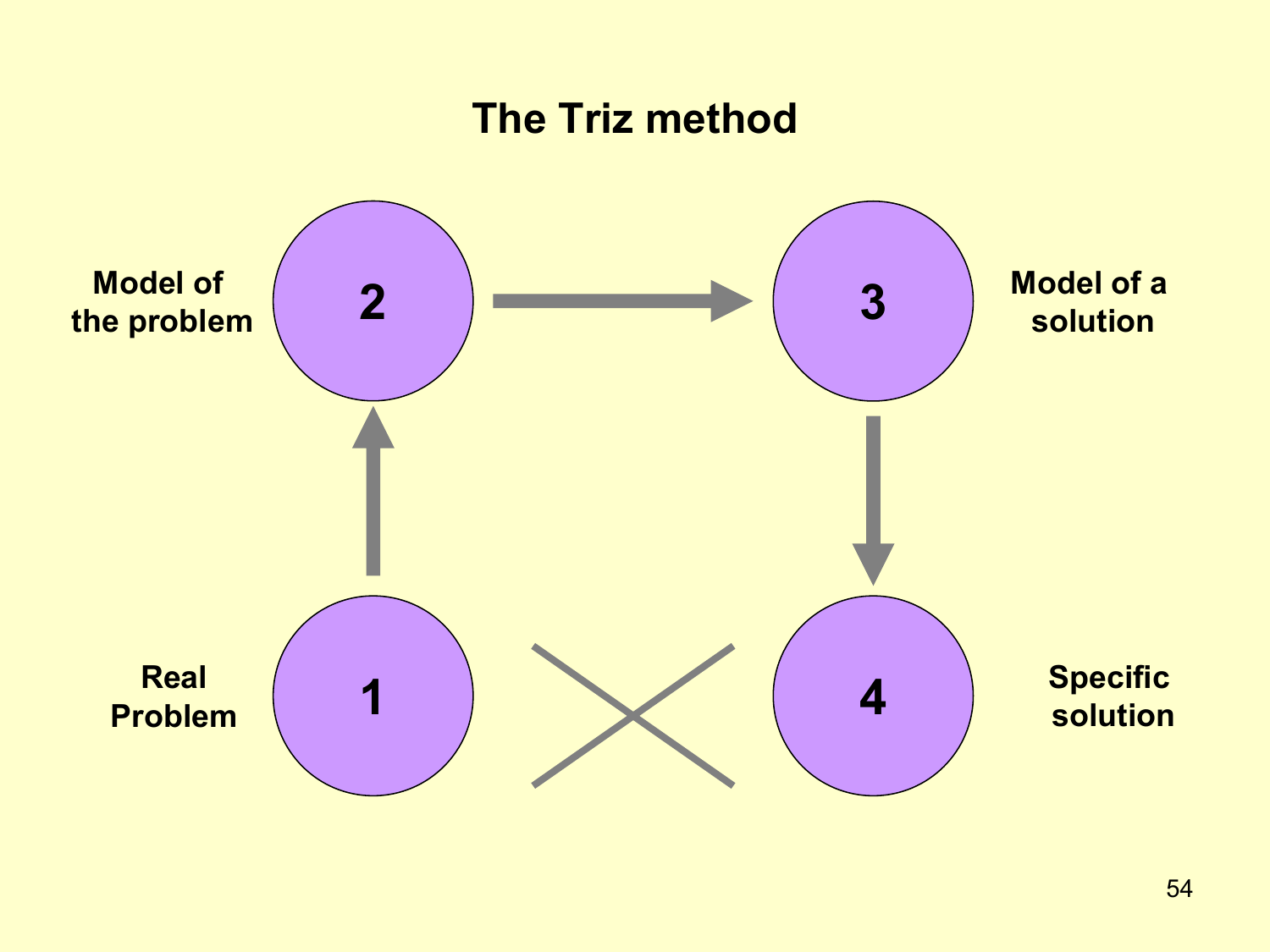# The Triz method

Model of the problem — **2** → **3** — Model of a solution

Real Problem — **1** ✕ **4** — Specific solution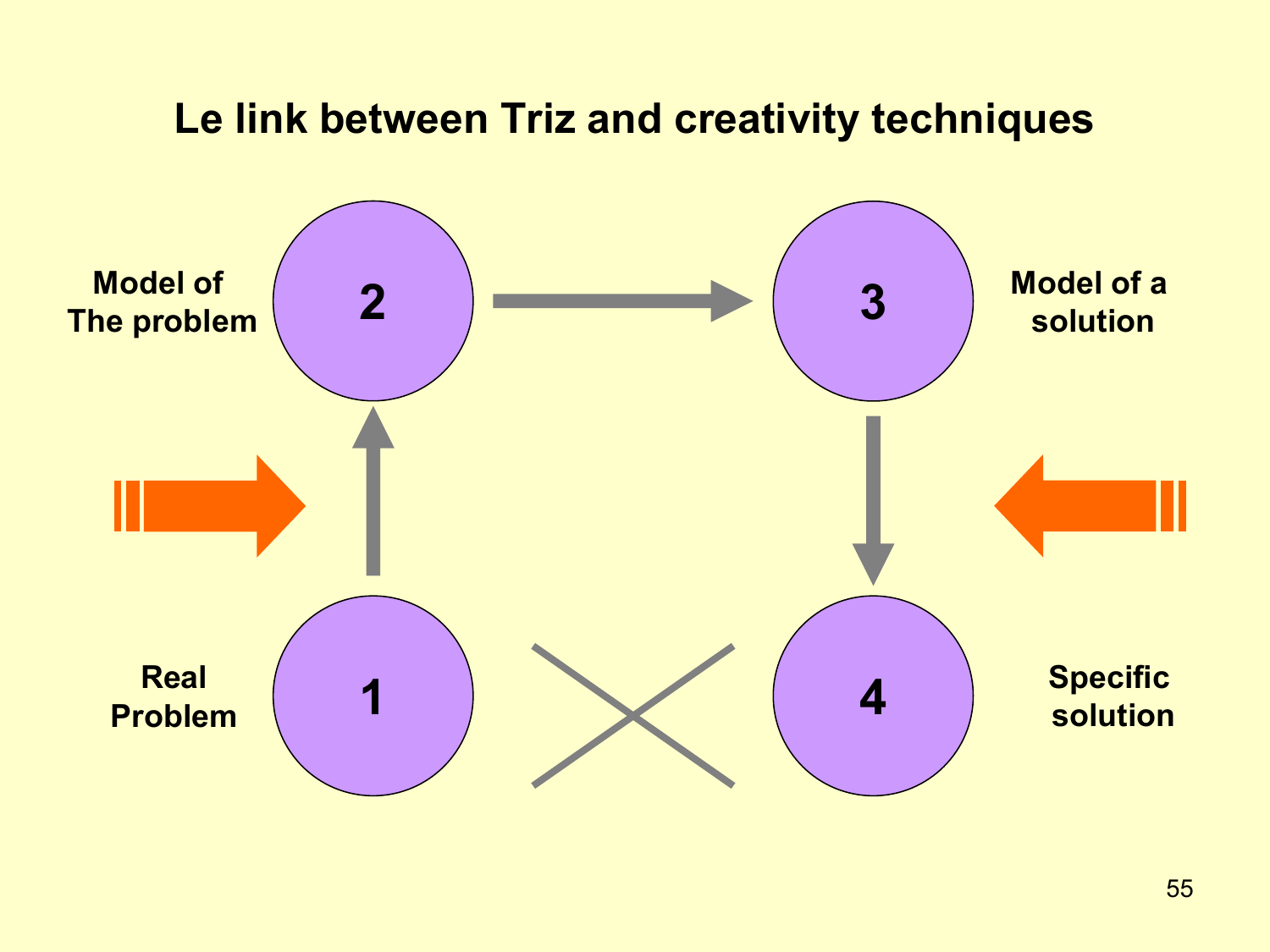# Le link between Triz and creativity techniques

Model of The problem

2

3

Model of a solution

Real Problem

1

4

Specific solution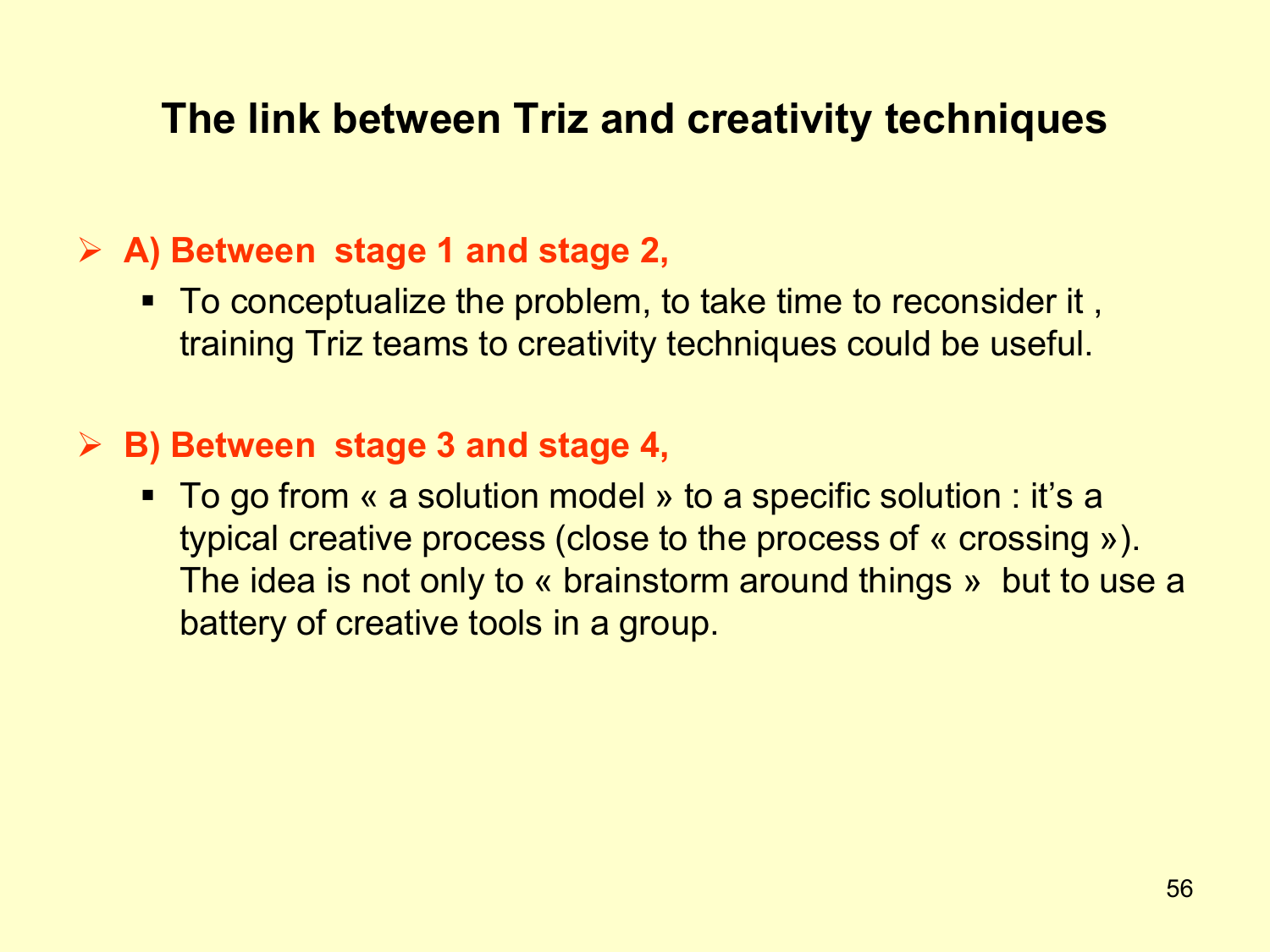# The link between Triz and creativity techniques

- **A) Between stage 1 and stage 2,**
  - To conceptualize the problem, to take time to reconsider it , training Triz teams to creativity techniques could be useful.

- **B) Between stage 3 and stage 4,**
  - To go from « a solution model » to a specific solution : it's a typical creative process (close to the process of « crossing »). The idea is not only to « brainstorm around things » but to use a battery of creative tools in a group.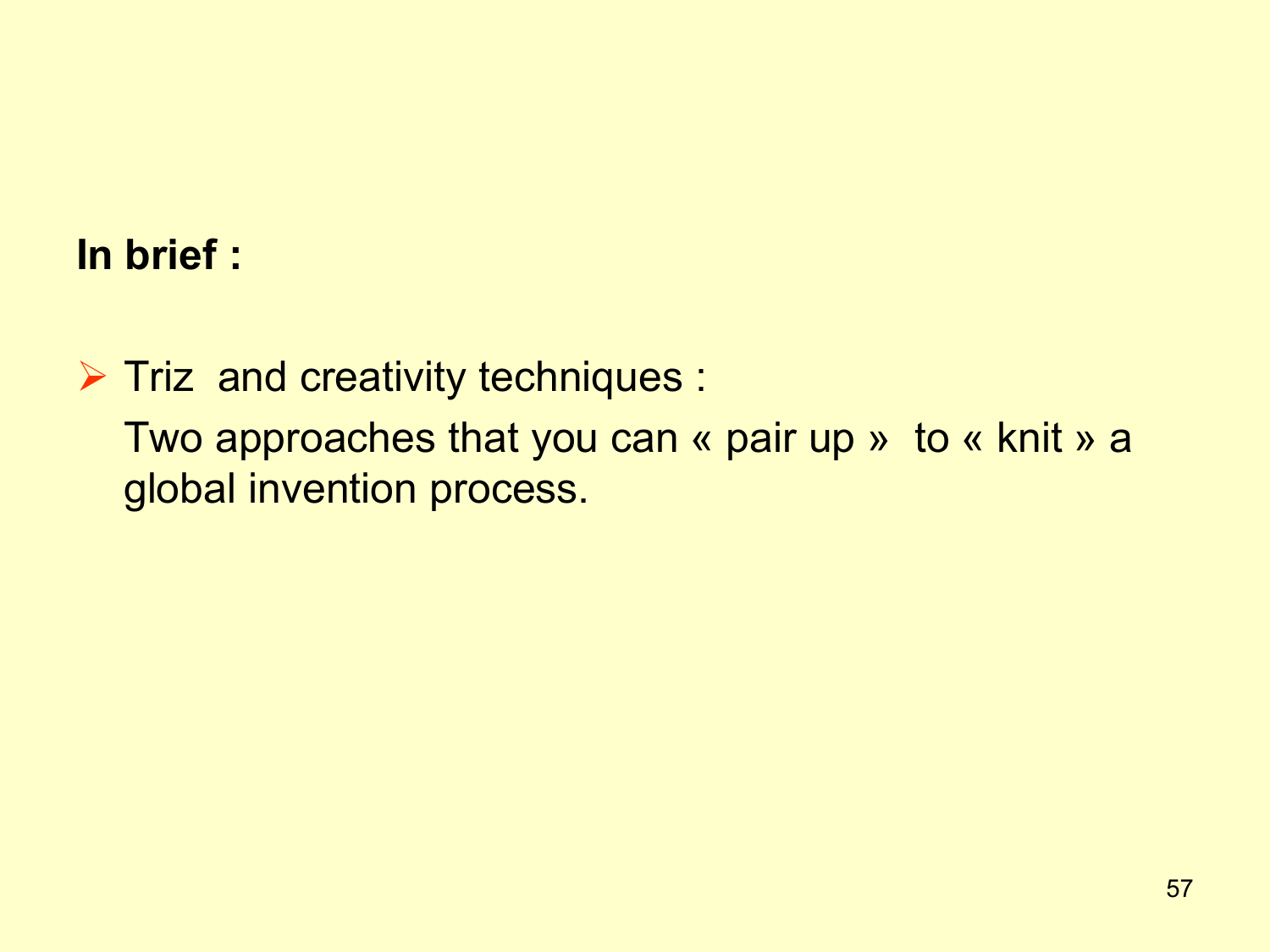**In brief :**

- Triz  and creativity techniques :

  Two approaches that you can « pair up »  to « knit » a global invention process.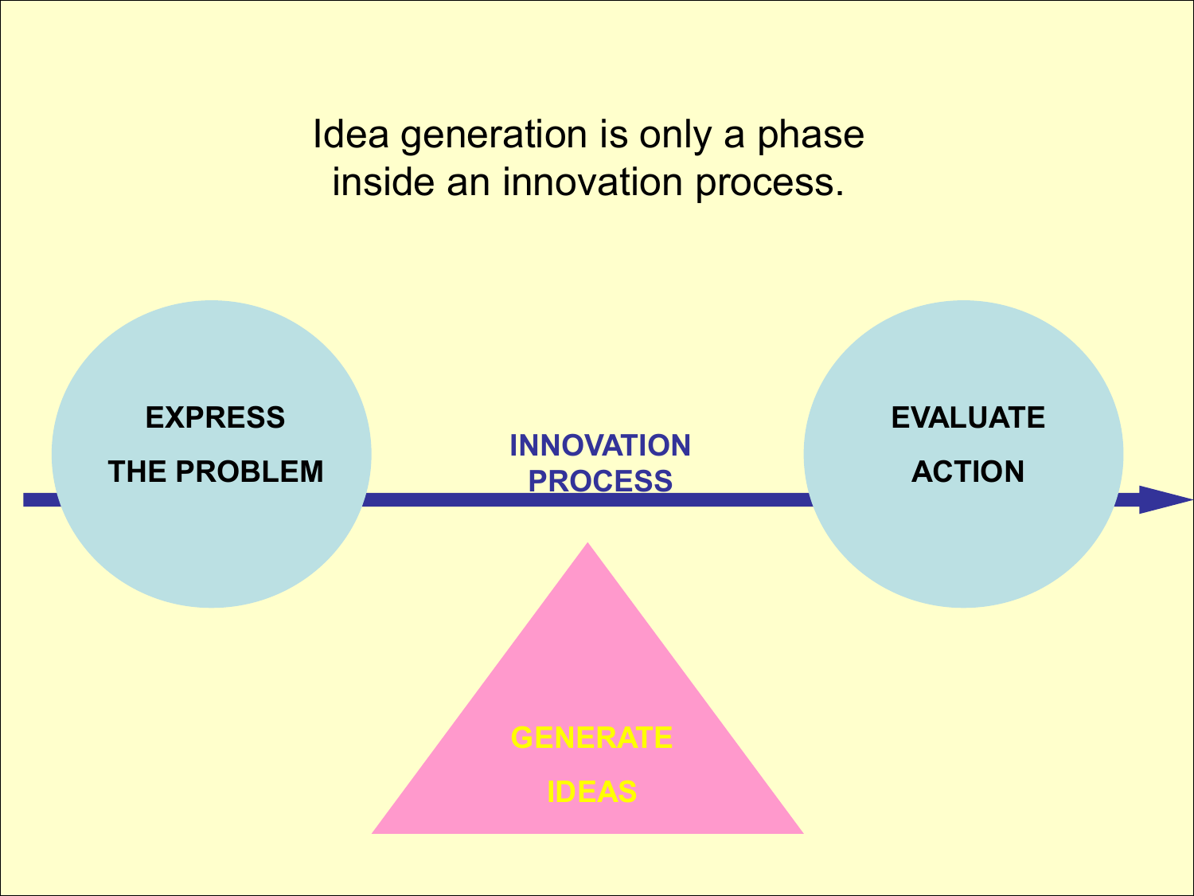Idea generation is only a phase inside an innovation process.

EXPRESS THE PROBLEM

INNOVATION PROCESS

EVALUATE ACTION

GENERATE IDEAS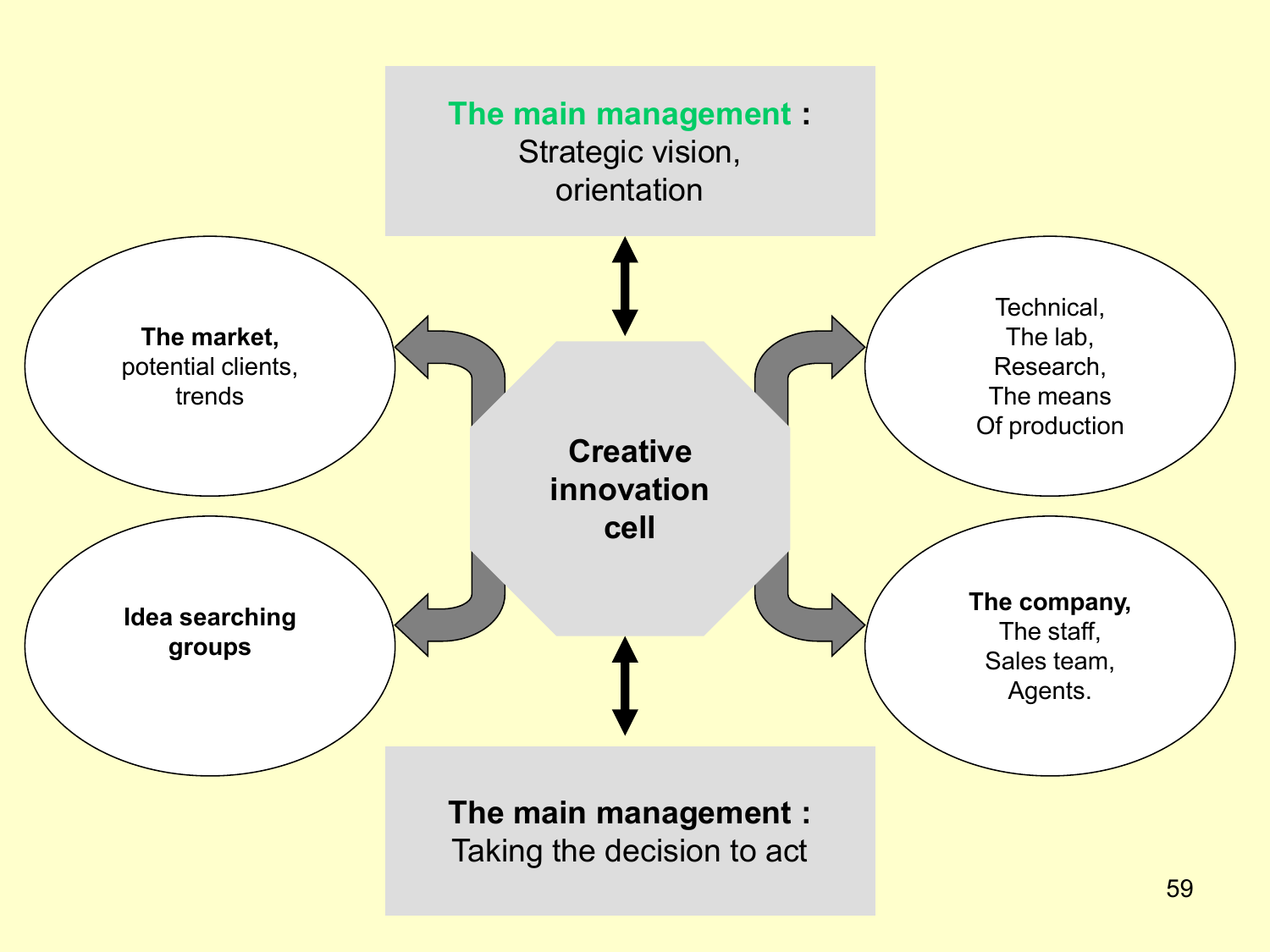**The main management :**
Strategic vision,
orientation

**The market,**
potential clients,
trends

**Creative innovation cell**

Technical,
The lab,
Research,
The means
Of production

**Idea searching groups**

**The company,**
The staff,
Sales team,
Agents.

**The main management :**
Taking the decision to act